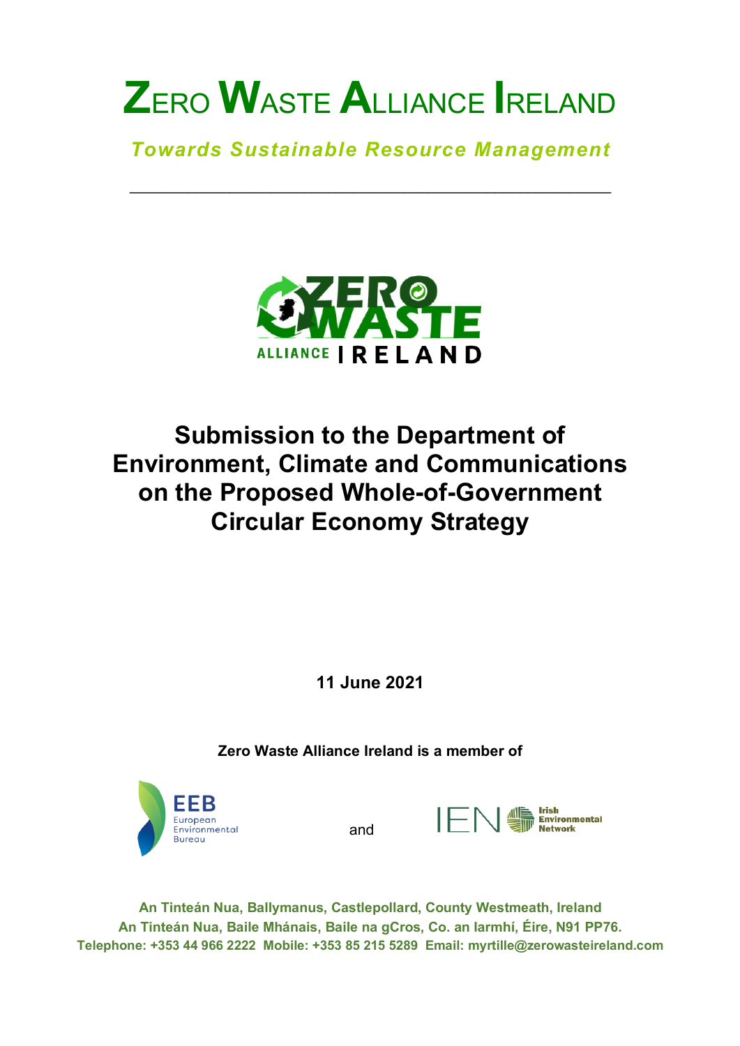# ZERO WASTE ALLIANCE IRELAND

***Towards Sustainable Resource Management***

---

## Submission to the Department of Environment, Climate and Communications on the Proposed Whole-of-Government Circular Economy Strategy

**11 June 2021**

**Zero Waste Alliance Ireland is a member of**

EEB European Environmental Bureau and IEN Irish Environmental Network

**An Tinteán Nua, Ballymanus, Castlepollard, County Westmeath, Ireland**
**An Tinteán Nua, Baile Mhánais, Baile na gCros, Co. an Iarmhí, Éire, N91 PP76.**
**Telephone: +353 44 966 2222 Mobile: +353 85 215 5289 Email: myrtille@zerowasteireland.com**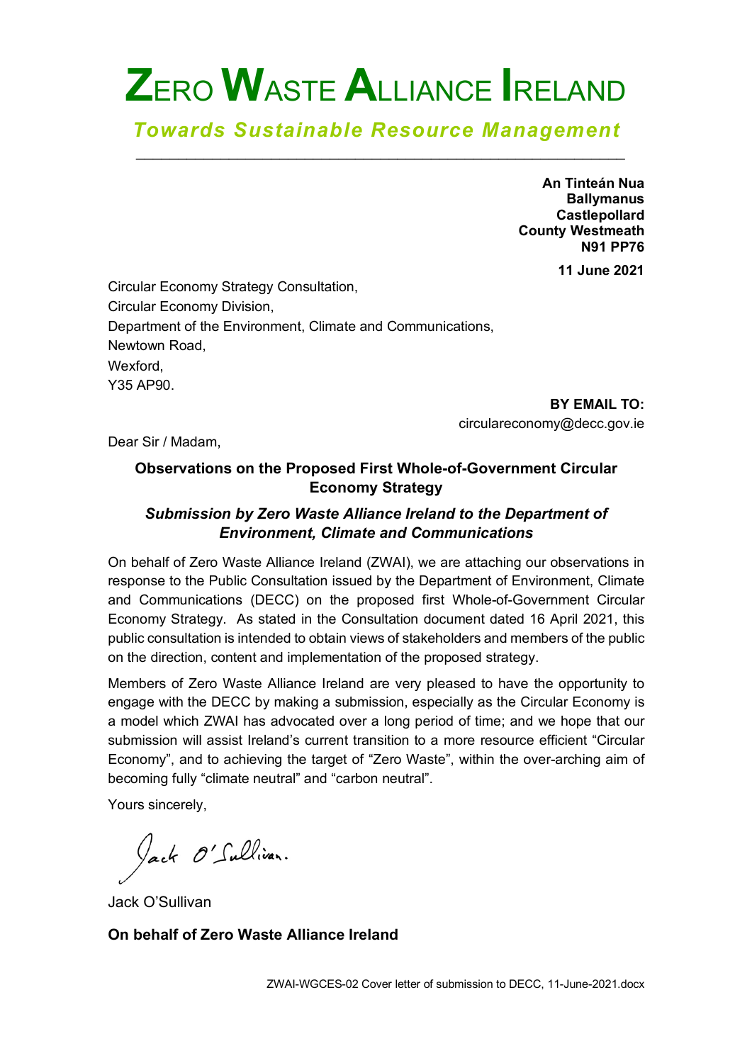# ZERO WASTE ALLIANCE IRELAND

*Towards Sustainable Resource Management*

---

**An Tinteán Nua**
**Ballymanus**
**Castlepollard**
**County Westmeath**
**N91 PP76**

**11 June 2021**

Circular Economy Strategy Consultation,
Circular Economy Division,
Department of the Environment, Climate and Communications,
Newtown Road,
Wexford,
Y35 AP90.

**BY EMAIL TO:**
circulareconomy@decc.gov.ie

Dear Sir / Madam,

**Observations on the Proposed First Whole-of-Government Circular Economy Strategy**

***Submission by Zero Waste Alliance Ireland to the Department of Environment, Climate and Communications***

On behalf of Zero Waste Alliance Ireland (ZWAI), we are attaching our observations in response to the Public Consultation issued by the Department of Environment, Climate and Communications (DECC) on the proposed first Whole-of-Government Circular Economy Strategy. As stated in the Consultation document dated 16 April 2021, this public consultation is intended to obtain views of stakeholders and members of the public on the direction, content and implementation of the proposed strategy.

Members of Zero Waste Alliance Ireland are very pleased to have the opportunity to engage with the DECC by making a submission, especially as the Circular Economy is a model which ZWAI has advocated over a long period of time; and we hope that our submission will assist Ireland's current transition to a more resource efficient "Circular Economy", and to achieving the target of "Zero Waste", within the over-arching aim of becoming fully "climate neutral" and "carbon neutral".

Yours sincerely,

*Jack O'Sullivan.*

Jack O'Sullivan

**On behalf of Zero Waste Alliance Ireland**

ZWAI-WGCES-02 Cover letter of submission to DECC, 11-June-2021.docx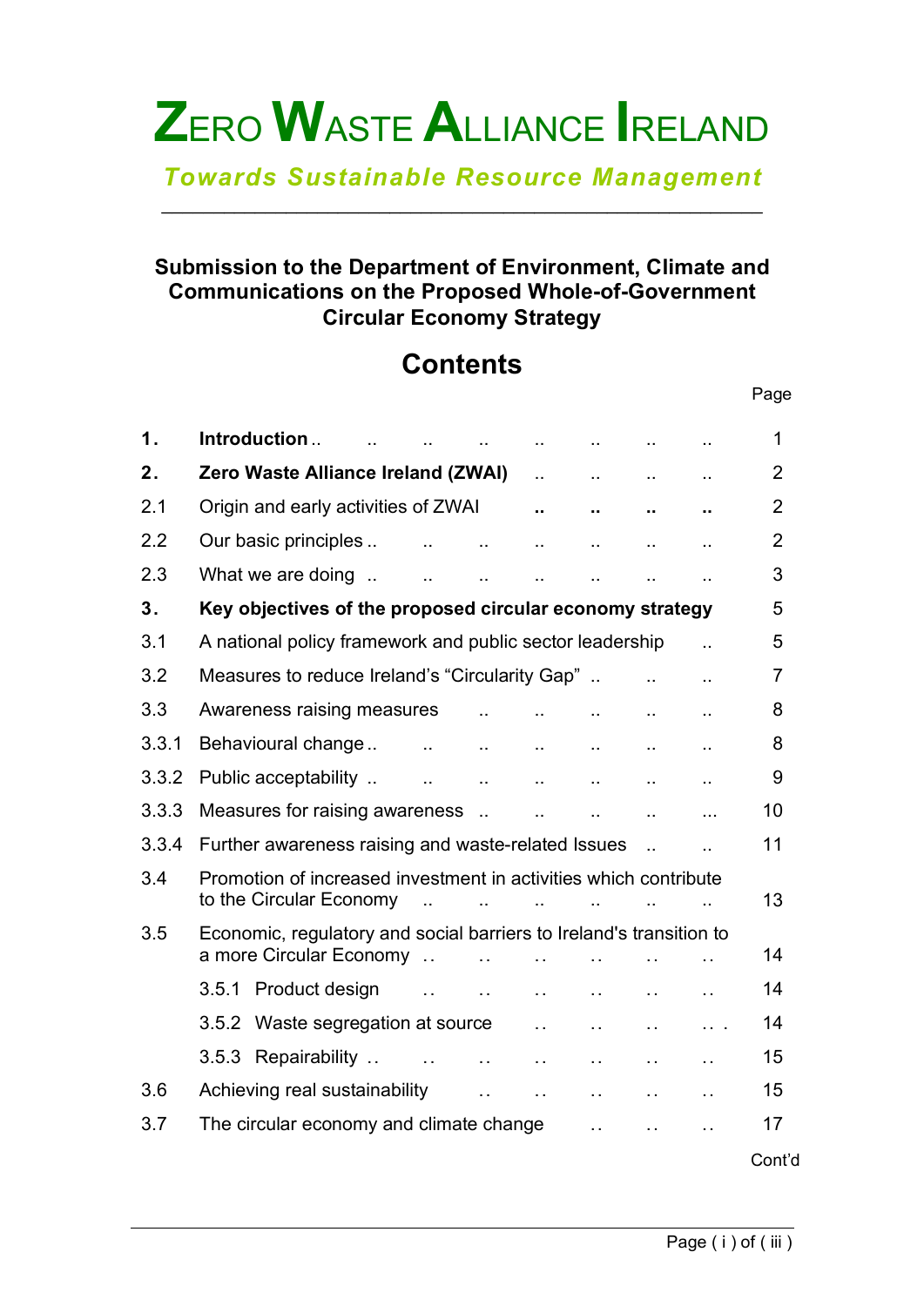# ZERO WASTE ALLIANCE IRELAND

*Towards Sustainable Resource Management*

---

**Submission to the Department of Environment, Climate and Communications on the Proposed Whole-of-Government Circular Economy Strategy**

## Contents

| | | Page |
|---|---|---|
| **1.** | **Introduction** | 1 |
| **2.** | **Zero Waste Alliance Ireland (ZWAI)** | 2 |
| 2.1 | Origin and early activities of ZWAI | 2 |
| 2.2 | Our basic principles | 2 |
| 2.3 | What we are doing | 3 |
| **3.** | **Key objectives of the proposed circular economy strategy** | 5 |
| 3.1 | A national policy framework and public sector leadership | 5 |
| 3.2 | Measures to reduce Ireland's "Circularity Gap" | 7 |
| 3.3 | Awareness raising measures | 8 |
| 3.3.1 | Behavioural change | 8 |
| 3.3.2 | Public acceptability | 9 |
| 3.3.3 | Measures for raising awareness | 10 |
| 3.3.4 | Further awareness raising and waste-related Issues | 11 |
| 3.4 | Promotion of increased investment in activities which contribute to the Circular Economy | 13 |
| 3.5 | Economic, regulatory and social barriers to Ireland's transition to a more Circular Economy | 14 |
| | 3.5.1 Product design | 14 |
| | 3.5.2 Waste segregation at source | 14 |
| | 3.5.3 Repairability | 15 |
| 3.6 | Achieving real sustainability | 15 |
| 3.7 | The circular economy and climate change | 17 |

Cont'd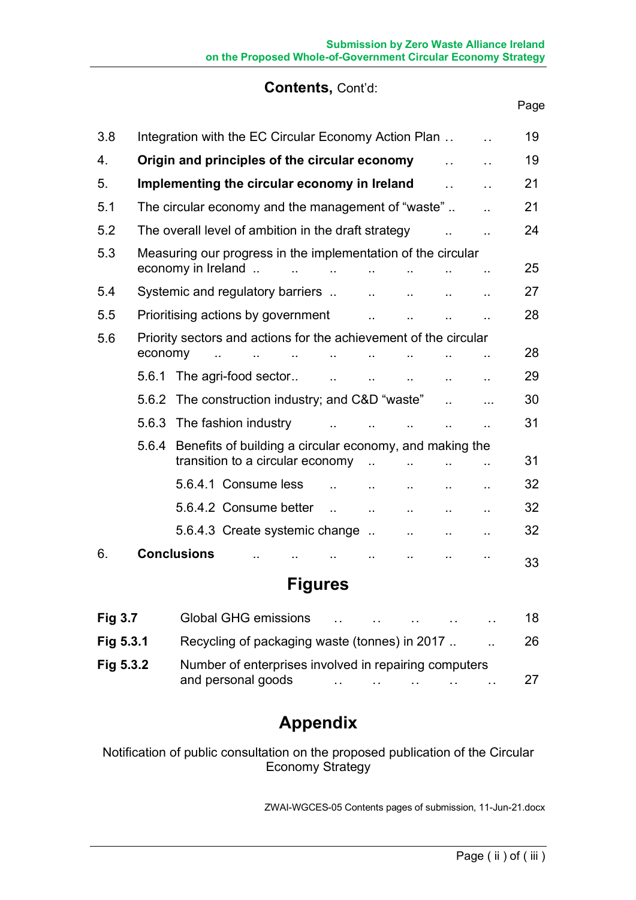## Contents, Cont'd:

| | | Page |
|---|---|---|
| 3.8 | Integration with the EC Circular Economy Action Plan | 19 |
| 4. | **Origin and principles of the circular economy** | 19 |
| 5. | **Implementing the circular economy in Ireland** | 21 |
| 5.1 | The circular economy and the management of "waste" | 21 |
| 5.2 | The overall level of ambition in the draft strategy | 24 |
| 5.3 | Measuring our progress in the implementation of the circular economy in Ireland | 25 |
| 5.4 | Systemic and regulatory barriers | 27 |
| 5.5 | Prioritising actions by government | 28 |
| 5.6 | Priority sectors and actions for the achievement of the circular economy | 28 |
| | 5.6.1 The agri-food sector | 29 |
| | 5.6.2 The construction industry; and C&D "waste" | 30 |
| | 5.6.3 The fashion industry | 31 |
| | 5.6.4 Benefits of building a circular economy, and making the transition to a circular economy | 31 |
| | 5.6.4.1 Consume less | 32 |
| | 5.6.4.2 Consume better | 32 |
| | 5.6.4.3 Create systemic change | 32 |
| 6. | **Conclusions** | 33 |

## Figures

| | | |
|---|---|---|
| **Fig 3.7** | Global GHG emissions | 18 |
| **Fig 5.3.1** | Recycling of packaging waste (tonnes) in 2017 | 26 |
| **Fig 5.3.2** | Number of enterprises involved in repairing computers and personal goods | 27 |

## Appendix

Notification of public consultation on the proposed publication of the Circular Economy Strategy

ZWAI-WGCES-05 Contents pages of submission, 11-Jun-21.docx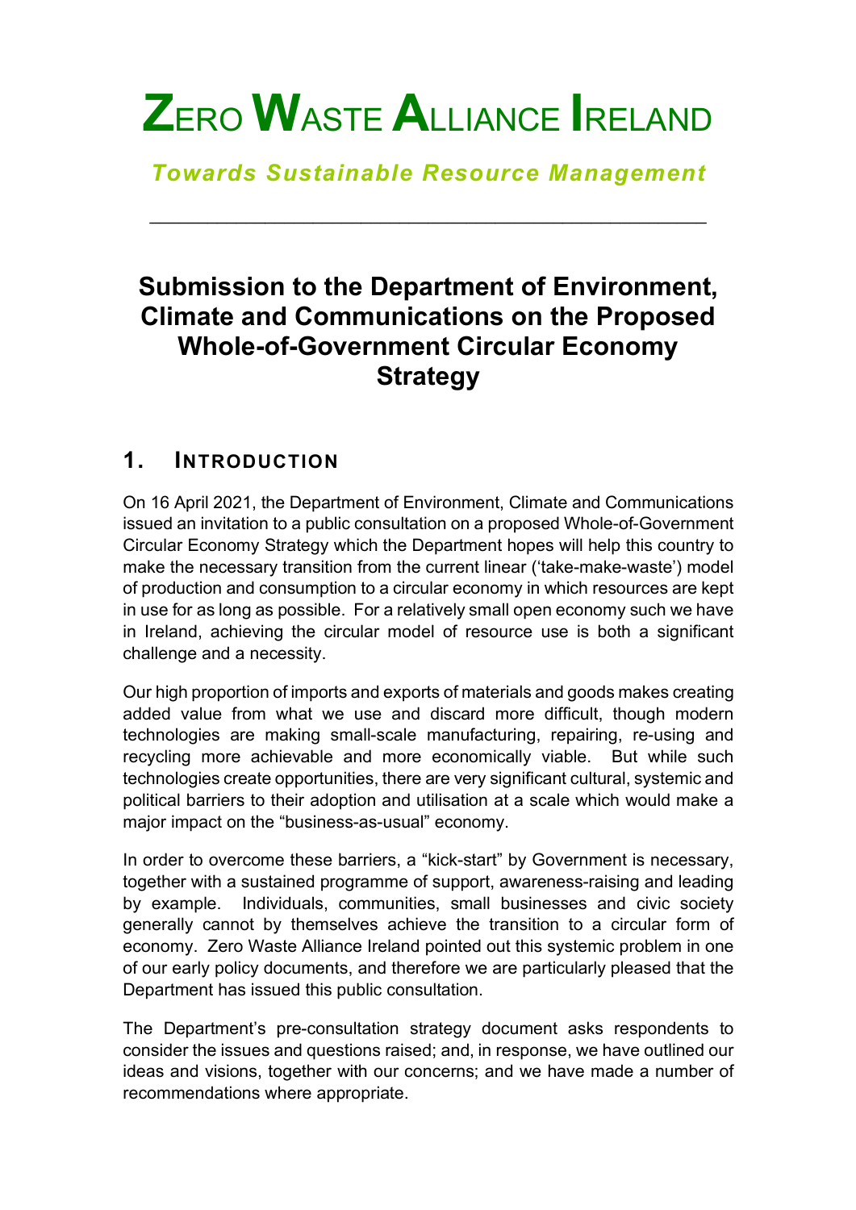# ZERO WASTE ALLIANCE IRELAND

*Towards Sustainable Resource Management*

---

## Submission to the Department of Environment, Climate and Communications on the Proposed Whole-of-Government Circular Economy Strategy

## 1. INTRODUCTION

On 16 April 2021, the Department of Environment, Climate and Communications issued an invitation to a public consultation on a proposed Whole-of-Government Circular Economy Strategy which the Department hopes will help this country to make the necessary transition from the current linear ('take-make-waste') model of production and consumption to a circular economy in which resources are kept in use for as long as possible. For a relatively small open economy such we have in Ireland, achieving the circular model of resource use is both a significant challenge and a necessity.

Our high proportion of imports and exports of materials and goods makes creating added value from what we use and discard more difficult, though modern technologies are making small-scale manufacturing, repairing, re-using and recycling more achievable and more economically viable. But while such technologies create opportunities, there are very significant cultural, systemic and political barriers to their adoption and utilisation at a scale which would make a major impact on the "business-as-usual" economy.

In order to overcome these barriers, a "kick-start" by Government is necessary, together with a sustained programme of support, awareness-raising and leading by example. Individuals, communities, small businesses and civic society generally cannot by themselves achieve the transition to a circular form of economy. Zero Waste Alliance Ireland pointed out this systemic problem in one of our early policy documents, and therefore we are particularly pleased that the Department has issued this public consultation.

The Department's pre-consultation strategy document asks respondents to consider the issues and questions raised; and, in response, we have outlined our ideas and visions, together with our concerns; and we have made a number of recommendations where appropriate.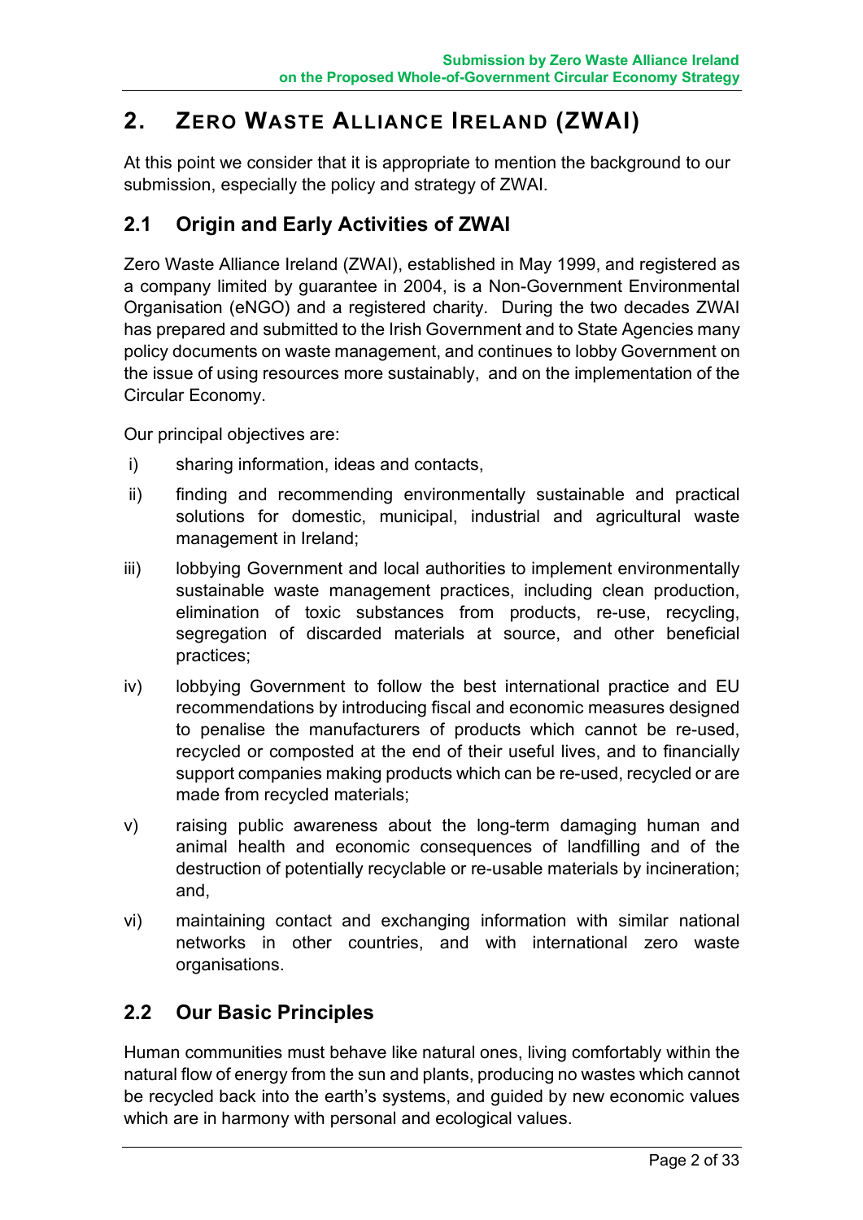## 2. ZERO WASTE ALLIANCE IRELAND (ZWAI)

At this point we consider that it is appropriate to mention the background to our submission, especially the policy and strategy of ZWAI.

### 2.1 Origin and Early Activities of ZWAI

Zero Waste Alliance Ireland (ZWAI), established in May 1999, and registered as a company limited by guarantee in 2004, is a Non-Government Environmental Organisation (eNGO) and a registered charity. During the two decades ZWAI has prepared and submitted to the Irish Government and to State Agencies many policy documents on waste management, and continues to lobby Government on the issue of using resources more sustainably, and on the implementation of the Circular Economy.

Our principal objectives are:

i) sharing information, ideas and contacts,

ii) finding and recommending environmentally sustainable and practical solutions for domestic, municipal, industrial and agricultural waste management in Ireland;

iii) lobbying Government and local authorities to implement environmentally sustainable waste management practices, including clean production, elimination of toxic substances from products, re-use, recycling, segregation of discarded materials at source, and other beneficial practices;

iv) lobbying Government to follow the best international practice and EU recommendations by introducing fiscal and economic measures designed to penalise the manufacturers of products which cannot be re-used, recycled or composted at the end of their useful lives, and to financially support companies making products which can be re-used, recycled or are made from recycled materials;

v) raising public awareness about the long-term damaging human and animal health and economic consequences of landfilling and of the destruction of potentially recyclable or re-usable materials by incineration; and,

vi) maintaining contact and exchanging information with similar national networks in other countries, and with international zero waste organisations.

### 2.2 Our Basic Principles

Human communities must behave like natural ones, living comfortably within the natural flow of energy from the sun and plants, producing no wastes which cannot be recycled back into the earth's systems, and guided by new economic values which are in harmony with personal and ecological values.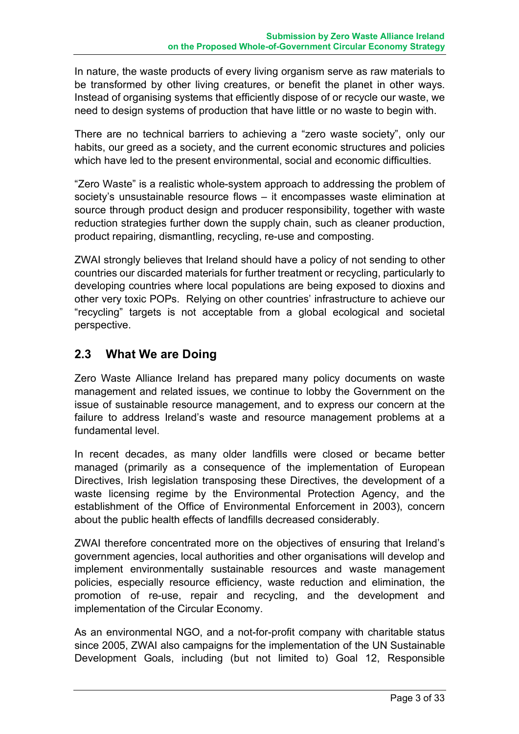In nature, the waste products of every living organism serve as raw materials to be transformed by other living creatures, or benefit the planet in other ways. Instead of organising systems that efficiently dispose of or recycle our waste, we need to design systems of production that have little or no waste to begin with.

There are no technical barriers to achieving a "zero waste society", only our habits, our greed as a society, and the current economic structures and policies which have led to the present environmental, social and economic difficulties.

"Zero Waste" is a realistic whole-system approach to addressing the problem of society's unsustainable resource flows – it encompasses waste elimination at source through product design and producer responsibility, together with waste reduction strategies further down the supply chain, such as cleaner production, product repairing, dismantling, recycling, re-use and composting.

ZWAI strongly believes that Ireland should have a policy of not sending to other countries our discarded materials for further treatment or recycling, particularly to developing countries where local populations are being exposed to dioxins and other very toxic POPs. Relying on other countries' infrastructure to achieve our "recycling" targets is not acceptable from a global ecological and societal perspective.

## 2.3 What We are Doing

Zero Waste Alliance Ireland has prepared many policy documents on waste management and related issues, we continue to lobby the Government on the issue of sustainable resource management, and to express our concern at the failure to address Ireland's waste and resource management problems at a fundamental level.

In recent decades, as many older landfills were closed or became better managed (primarily as a consequence of the implementation of European Directives, Irish legislation transposing these Directives, the development of a waste licensing regime by the Environmental Protection Agency, and the establishment of the Office of Environmental Enforcement in 2003), concern about the public health effects of landfills decreased considerably.

ZWAI therefore concentrated more on the objectives of ensuring that Ireland's government agencies, local authorities and other organisations will develop and implement environmentally sustainable resources and waste management policies, especially resource efficiency, waste reduction and elimination, the promotion of re-use, repair and recycling, and the development and implementation of the Circular Economy.

As an environmental NGO, and a not-for-profit company with charitable status since 2005, ZWAI also campaigns for the implementation of the UN Sustainable Development Goals, including (but not limited to) Goal 12, Responsible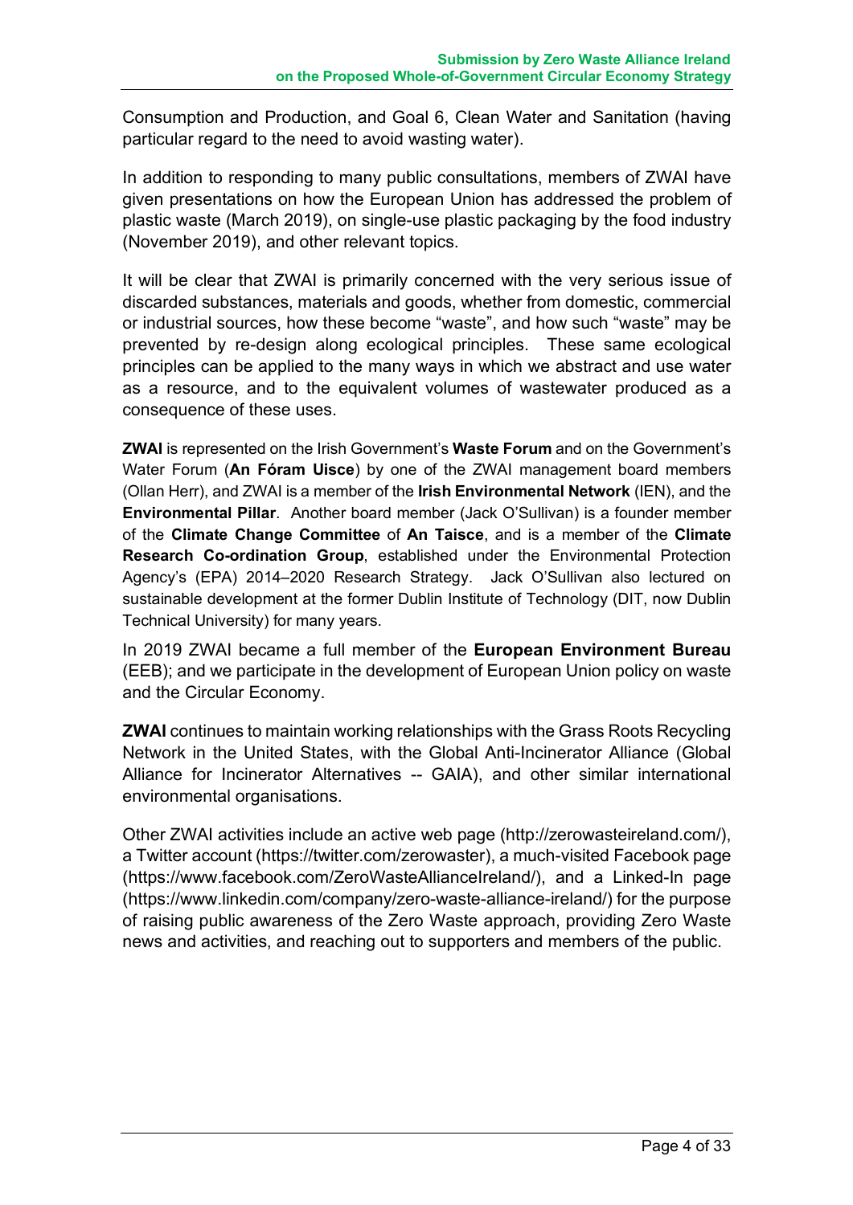Consumption and Production, and Goal 6, Clean Water and Sanitation (having particular regard to the need to avoid wasting water).

In addition to responding to many public consultations, members of ZWAI have given presentations on how the European Union has addressed the problem of plastic waste (March 2019), on single-use plastic packaging by the food industry (November 2019), and other relevant topics.

It will be clear that ZWAI is primarily concerned with the very serious issue of discarded substances, materials and goods, whether from domestic, commercial or industrial sources, how these become "waste", and how such "waste" may be prevented by re-design along ecological principles. These same ecological principles can be applied to the many ways in which we abstract and use water as a resource, and to the equivalent volumes of wastewater produced as a consequence of these uses.

**ZWAI** is represented on the Irish Government's **Waste Forum** and on the Government's Water Forum (**An Fóram Uisce**) by one of the ZWAI management board members (Ollan Herr), and ZWAI is a member of the **Irish Environmental Network** (IEN), and the **Environmental Pillar**. Another board member (Jack O'Sullivan) is a founder member of the **Climate Change Committee** of **An Taisce**, and is a member of the **Climate Research Co-ordination Group**, established under the Environmental Protection Agency's (EPA) 2014–2020 Research Strategy. Jack O'Sullivan also lectured on sustainable development at the former Dublin Institute of Technology (DIT, now Dublin Technical University) for many years.

In 2019 ZWAI became a full member of the **European Environment Bureau** (EEB); and we participate in the development of European Union policy on waste and the Circular Economy.

**ZWAI** continues to maintain working relationships with the Grass Roots Recycling Network in the United States, with the Global Anti-Incinerator Alliance (Global Alliance for Incinerator Alternatives -- GAIA), and other similar international environmental organisations.

Other ZWAI activities include an active web page (http://zerowasteireland.com/), a Twitter account (https://twitter.com/zerowaster), a much-visited Facebook page (https://www.facebook.com/ZeroWasteAllianceIreland/), and a Linked-In page (https://www.linkedin.com/company/zero-waste-alliance-ireland/) for the purpose of raising public awareness of the Zero Waste approach, providing Zero Waste news and activities, and reaching out to supporters and members of the public.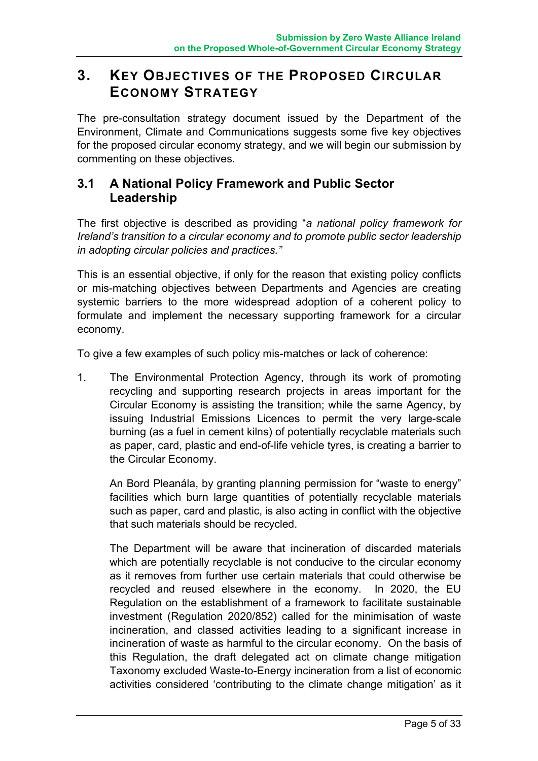## 3. KEY OBJECTIVES OF THE PROPOSED CIRCULAR ECONOMY STRATEGY

The pre-consultation strategy document issued by the Department of the Environment, Climate and Communications suggests some five key objectives for the proposed circular economy strategy, and we will begin our submission by commenting on these objectives.

### 3.1 A National Policy Framework and Public Sector Leadership

The first objective is described as providing "*a national policy framework for Ireland's transition to a circular economy and to promote public sector leadership in adopting circular policies and practices.*"

This is an essential objective, if only for the reason that existing policy conflicts or mis-matching objectives between Departments and Agencies are creating systemic barriers to the more widespread adoption of a coherent policy to formulate and implement the necessary supporting framework for a circular economy.

To give a few examples of such policy mis-matches or lack of coherence:

1. The Environmental Protection Agency, through its work of promoting recycling and supporting research projects in areas important for the Circular Economy is assisting the transition; while the same Agency, by issuing Industrial Emissions Licences to permit the very large-scale burning (as a fuel in cement kilns) of potentially recyclable materials such as paper, card, plastic and end-of-life vehicle tyres, is creating a barrier to the Circular Economy.

   An Bord Pleanála, by granting planning permission for "waste to energy" facilities which burn large quantities of potentially recyclable materials such as paper, card and plastic, is also acting in conflict with the objective that such materials should be recycled.

   The Department will be aware that incineration of discarded materials which are potentially recyclable is not conducive to the circular economy as it removes from further use certain materials that could otherwise be recycled and reused elsewhere in the economy. In 2020, the EU Regulation on the establishment of a framework to facilitate sustainable investment (Regulation 2020/852) called for the minimisation of waste incineration, and classed activities leading to a significant increase in incineration of waste as harmful to the circular economy. On the basis of this Regulation, the draft delegated act on climate change mitigation Taxonomy excluded Waste-to-Energy incineration from a list of economic activities considered 'contributing to the climate change mitigation' as it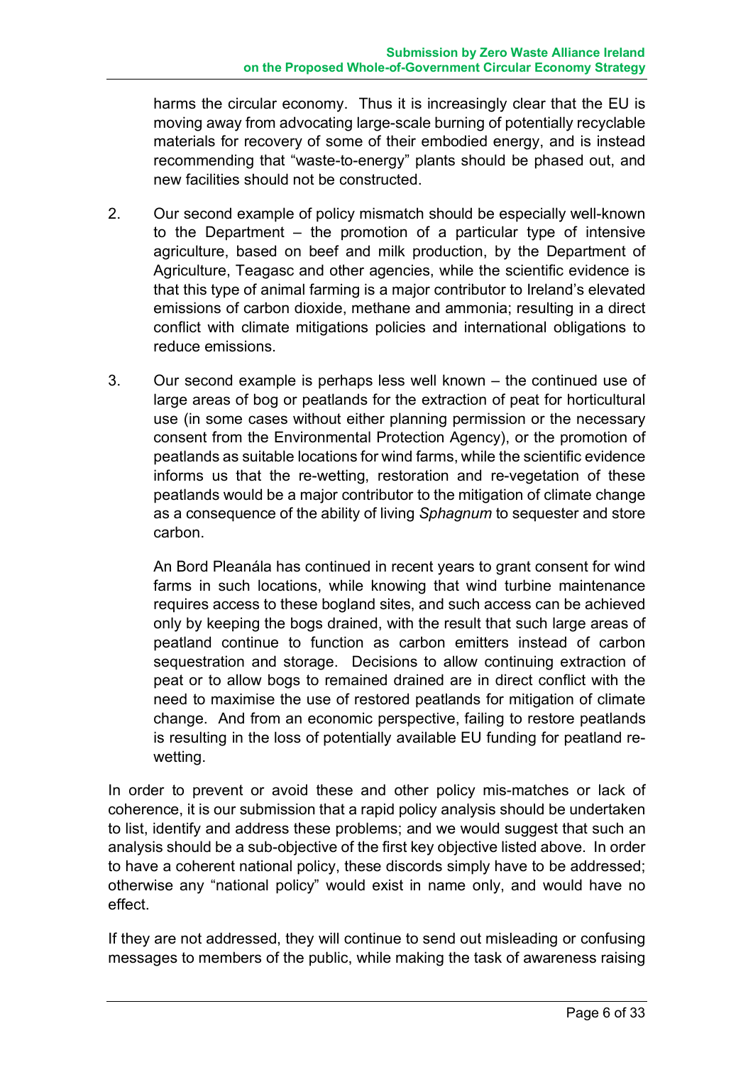harms the circular economy. Thus it is increasingly clear that the EU is moving away from advocating large-scale burning of potentially recyclable materials for recovery of some of their embodied energy, and is instead recommending that "waste-to-energy" plants should be phased out, and new facilities should not be constructed.

2. Our second example of policy mismatch should be especially well-known to the Department – the promotion of a particular type of intensive agriculture, based on beef and milk production, by the Department of Agriculture, Teagasc and other agencies, while the scientific evidence is that this type of animal farming is a major contributor to Ireland's elevated emissions of carbon dioxide, methane and ammonia; resulting in a direct conflict with climate mitigations policies and international obligations to reduce emissions.

3. Our second example is perhaps less well known – the continued use of large areas of bog or peatlands for the extraction of peat for horticultural use (in some cases without either planning permission or the necessary consent from the Environmental Protection Agency), or the promotion of peatlands as suitable locations for wind farms, while the scientific evidence informs us that the re-wetting, restoration and re-vegetation of these peatlands would be a major contributor to the mitigation of climate change as a consequence of the ability of living *Sphagnum* to sequester and store carbon.

   An Bord Pleanála has continued in recent years to grant consent for wind farms in such locations, while knowing that wind turbine maintenance requires access to these bogland sites, and such access can be achieved only by keeping the bogs drained, with the result that such large areas of peatland continue to function as carbon emitters instead of carbon sequestration and storage. Decisions to allow continuing extraction of peat or to allow bogs to remained drained are in direct conflict with the need to maximise the use of restored peatlands for mitigation of climate change. And from an economic perspective, failing to restore peatlands is resulting in the loss of potentially available EU funding for peatland re-wetting.

In order to prevent or avoid these and other policy mis-matches or lack of coherence, it is our submission that a rapid policy analysis should be undertaken to list, identify and address these problems; and we would suggest that such an analysis should be a sub-objective of the first key objective listed above. In order to have a coherent national policy, these discords simply have to be addressed; otherwise any "national policy" would exist in name only, and would have no effect.

If they are not addressed, they will continue to send out misleading or confusing messages to members of the public, while making the task of awareness raising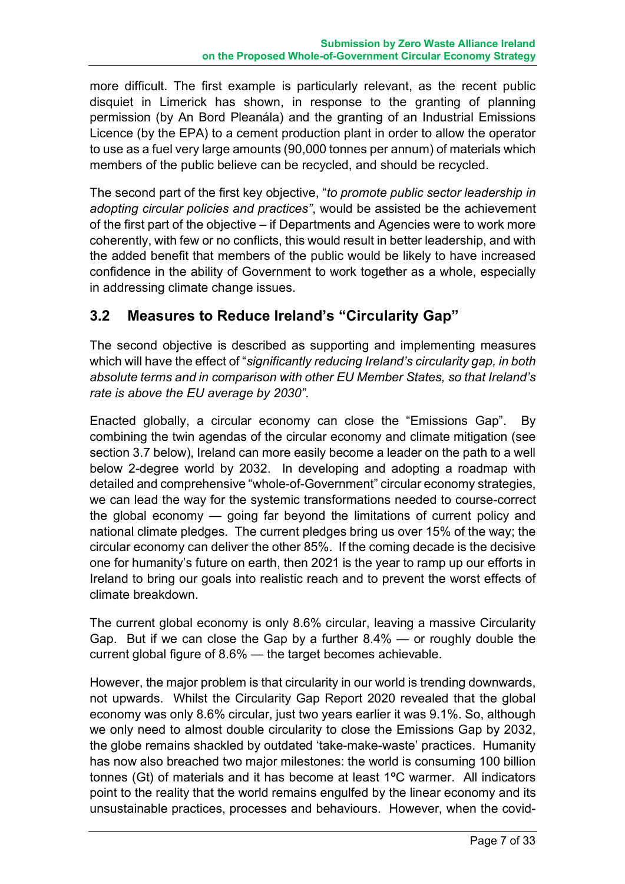more difficult. The first example is particularly relevant, as the recent public disquiet in Limerick has shown, in response to the granting of planning permission (by An Bord Pleanála) and the granting of an Industrial Emissions Licence (by the EPA) to a cement production plant in order to allow the operator to use as a fuel very large amounts (90,000 tonnes per annum) of materials which members of the public believe can be recycled, and should be recycled.

The second part of the first key objective, "*to promote public sector leadership in adopting circular policies and practices"*, would be assisted be the achievement of the first part of the objective – if Departments and Agencies were to work more coherently, with few or no conflicts, this would result in better leadership, and with the added benefit that members of the public would be likely to have increased confidence in the ability of Government to work together as a whole, especially in addressing climate change issues.

## 3.2 Measures to Reduce Ireland's "Circularity Gap"

The second objective is described as supporting and implementing measures which will have the effect of "*significantly reducing Ireland's circularity gap, in both absolute terms and in comparison with other EU Member States, so that Ireland's rate is above the EU average by 2030"*.

Enacted globally, a circular economy can close the "Emissions Gap". By combining the twin agendas of the circular economy and climate mitigation (see section 3.7 below), Ireland can more easily become a leader on the path to a well below 2-degree world by 2032. In developing and adopting a roadmap with detailed and comprehensive "whole-of-Government" circular economy strategies, we can lead the way for the systemic transformations needed to course-correct the global economy — going far beyond the limitations of current policy and national climate pledges. The current pledges bring us over 15% of the way; the circular economy can deliver the other 85%. If the coming decade is the decisive one for humanity's future on earth, then 2021 is the year to ramp up our efforts in Ireland to bring our goals into realistic reach and to prevent the worst effects of climate breakdown.

The current global economy is only 8.6% circular, leaving a massive Circularity Gap. But if we can close the Gap by a further 8.4% — or roughly double the current global figure of 8.6% — the target becomes achievable.

However, the major problem is that circularity in our world is trending downwards, not upwards. Whilst the Circularity Gap Report 2020 revealed that the global economy was only 8.6% circular, just two years earlier it was 9.1%. So, although we only need to almost double circularity to close the Emissions Gap by 2032, the globe remains shackled by outdated 'take-make-waste' practices. Humanity has now also breached two major milestones: the world is consuming 100 billion tonnes (Gt) of materials and it has become at least 1°C warmer. All indicators point to the reality that the world remains engulfed by the linear economy and its unsustainable practices, processes and behaviours. However, when the covid-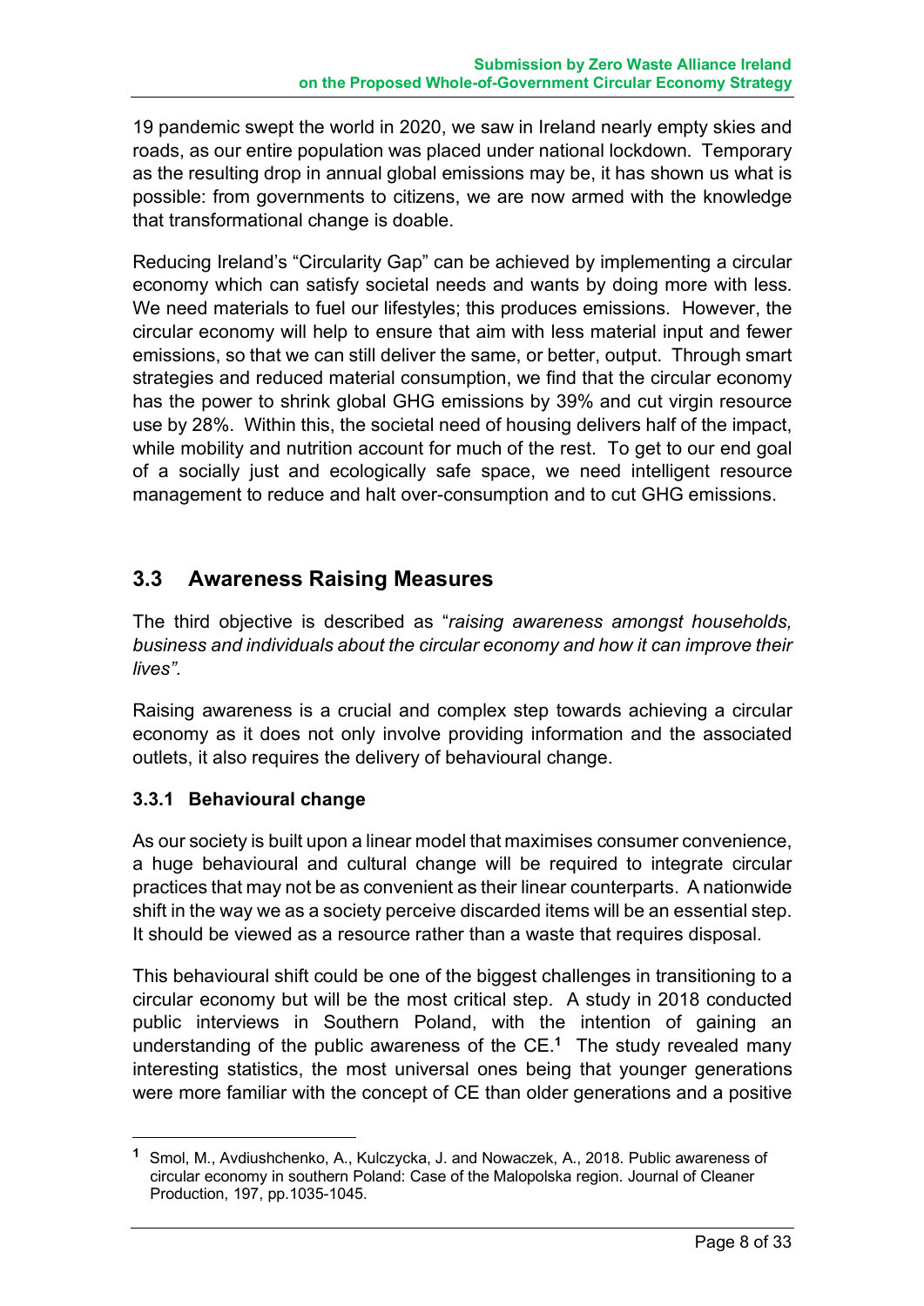19 pandemic swept the world in 2020, we saw in Ireland nearly empty skies and roads, as our entire population was placed under national lockdown. Temporary as the resulting drop in annual global emissions may be, it has shown us what is possible: from governments to citizens, we are now armed with the knowledge that transformational change is doable.

Reducing Ireland's "Circularity Gap" can be achieved by implementing a circular economy which can satisfy societal needs and wants by doing more with less. We need materials to fuel our lifestyles; this produces emissions. However, the circular economy will help to ensure that aim with less material input and fewer emissions, so that we can still deliver the same, or better, output. Through smart strategies and reduced material consumption, we find that the circular economy has the power to shrink global GHG emissions by 39% and cut virgin resource use by 28%. Within this, the societal need of housing delivers half of the impact, while mobility and nutrition account for much of the rest. To get to our end goal of a socially just and ecologically safe space, we need intelligent resource management to reduce and halt over-consumption and to cut GHG emissions.

## 3.3 Awareness Raising Measures

The third objective is described as "*raising awareness amongst households, business and individuals about the circular economy and how it can improve their lives".*

Raising awareness is a crucial and complex step towards achieving a circular economy as it does not only involve providing information and the associated outlets, it also requires the delivery of behavioural change.

### 3.3.1 Behavioural change

As our society is built upon a linear model that maximises consumer convenience, a huge behavioural and cultural change will be required to integrate circular practices that may not be as convenient as their linear counterparts. A nationwide shift in the way we as a society perceive discarded items will be an essential step. It should be viewed as a resource rather than a waste that requires disposal.

This behavioural shift could be one of the biggest challenges in transitioning to a circular economy but will be the most critical step. A study in 2018 conducted public interviews in Southern Poland, with the intention of gaining an understanding of the public awareness of the CE.[1] The study revealed many interesting statistics, the most universal ones being that younger generations were more familiar with the concept of CE than older generations and a positive

[1] Smol, M., Avdiushchenko, A., Kulczycka, J. and Nowaczek, A., 2018. Public awareness of circular economy in southern Poland: Case of the Malopolska region. Journal of Cleaner Production, 197, pp.1035-1045.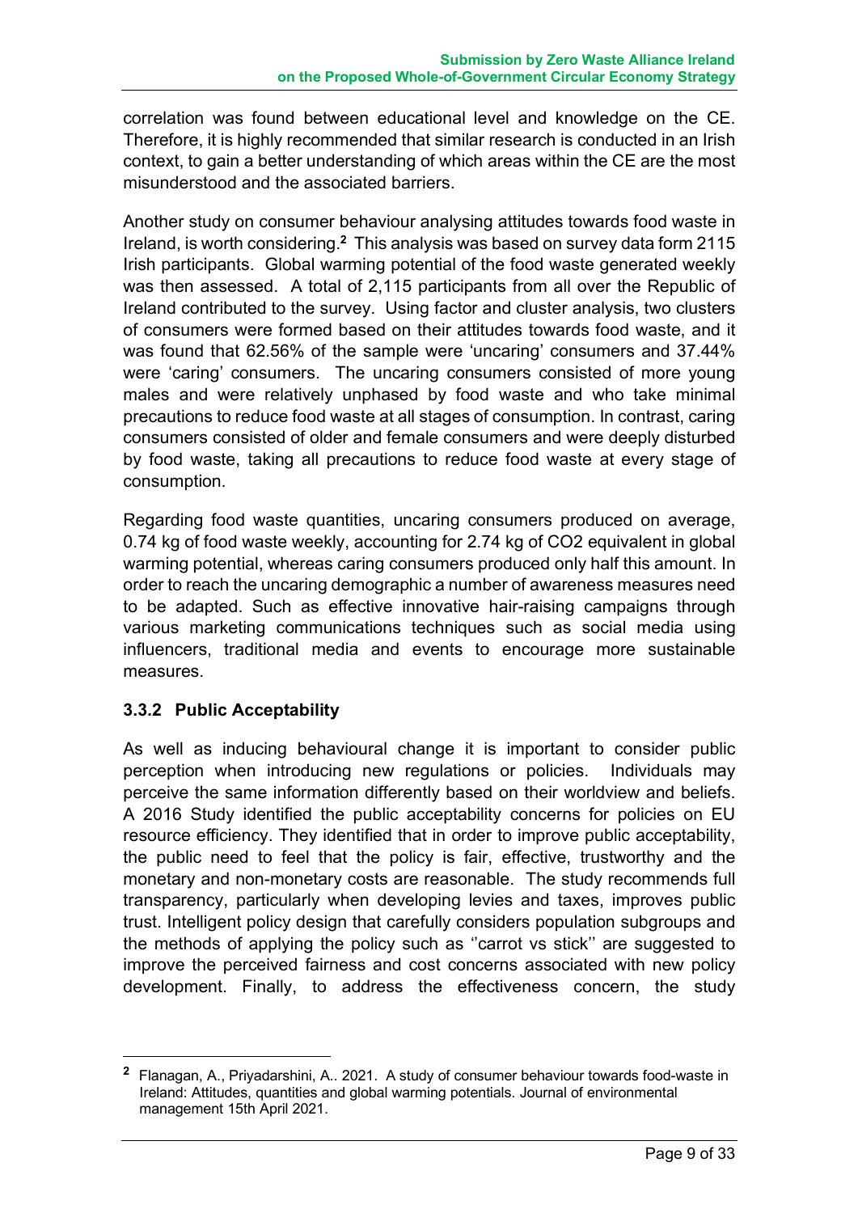correlation was found between educational level and knowledge on the CE. Therefore, it is highly recommended that similar research is conducted in an Irish context, to gain a better understanding of which areas within the CE are the most misunderstood and the associated barriers.

Another study on consumer behaviour analysing attitudes towards food waste in Ireland, is worth considering.[2] This analysis was based on survey data form 2115 Irish participants. Global warming potential of the food waste generated weekly was then assessed. A total of 2,115 participants from all over the Republic of Ireland contributed to the survey. Using factor and cluster analysis, two clusters of consumers were formed based on their attitudes towards food waste, and it was found that 62.56% of the sample were 'uncaring' consumers and 37.44% were 'caring' consumers. The uncaring consumers consisted of more young males and were relatively unphased by food waste and who take minimal precautions to reduce food waste at all stages of consumption. In contrast, caring consumers consisted of older and female consumers and were deeply disturbed by food waste, taking all precautions to reduce food waste at every stage of consumption.

Regarding food waste quantities, uncaring consumers produced on average, 0.74 kg of food waste weekly, accounting for 2.74 kg of $CO_2$ equivalent in global warming potential, whereas caring consumers produced only half this amount. In order to reach the uncaring demographic a number of awareness measures need to be adapted. Such as effective innovative hair-raising campaigns through various marketing communications techniques such as social media using influencers, traditional media and events to encourage more sustainable measures.

### 3.3.2 Public Acceptability

As well as inducing behavioural change it is important to consider public perception when introducing new regulations or policies. Individuals may perceive the same information differently based on their worldview and beliefs. A 2016 Study identified the public acceptability concerns for policies on EU resource efficiency. They identified that in order to improve public acceptability, the public need to feel that the policy is fair, effective, trustworthy and the monetary and non-monetary costs are reasonable. The study recommends full transparency, particularly when developing levies and taxes, improves public trust. Intelligent policy design that carefully considers population subgroups and the methods of applying the policy such as ''carrot vs stick'' are suggested to improve the perceived fairness and cost concerns associated with new policy development. Finally, to address the effectiveness concern, the study

---

[2] Flanagan, A., Priyadarshini, A.. 2021. A study of consumer behaviour towards food-waste in Ireland: Attitudes, quantities and global warming potentials. Journal of environmental management 15th April 2021.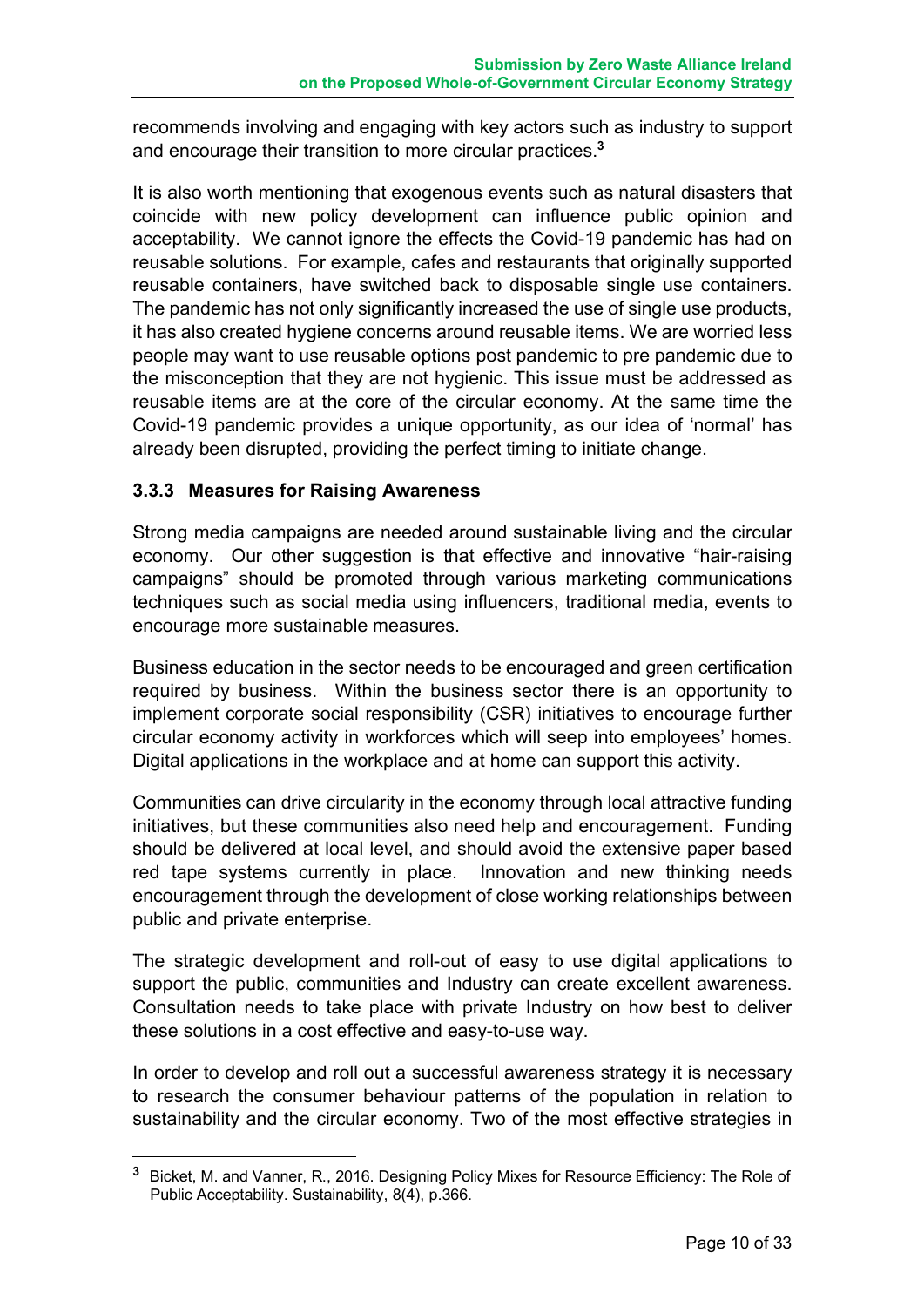recommends involving and engaging with key actors such as industry to support and encourage their transition to more circular practices.[3]

It is also worth mentioning that exogenous events such as natural disasters that coincide with new policy development can influence public opinion and acceptability. We cannot ignore the effects the Covid-19 pandemic has had on reusable solutions. For example, cafes and restaurants that originally supported reusable containers, have switched back to disposable single use containers. The pandemic has not only significantly increased the use of single use products, it has also created hygiene concerns around reusable items. We are worried less people may want to use reusable options post pandemic to pre pandemic due to the misconception that they are not hygienic. This issue must be addressed as reusable items are at the core of the circular economy. At the same time the Covid-19 pandemic provides a unique opportunity, as our idea of 'normal' has already been disrupted, providing the perfect timing to initiate change.

### 3.3.3 Measures for Raising Awareness

Strong media campaigns are needed around sustainable living and the circular economy. Our other suggestion is that effective and innovative "hair-raising campaigns" should be promoted through various marketing communications techniques such as social media using influencers, traditional media, events to encourage more sustainable measures.

Business education in the sector needs to be encouraged and green certification required by business. Within the business sector there is an opportunity to implement corporate social responsibility (CSR) initiatives to encourage further circular economy activity in workforces which will seep into employees' homes. Digital applications in the workplace and at home can support this activity.

Communities can drive circularity in the economy through local attractive funding initiatives, but these communities also need help and encouragement. Funding should be delivered at local level, and should avoid the extensive paper based red tape systems currently in place. Innovation and new thinking needs encouragement through the development of close working relationships between public and private enterprise.

The strategic development and roll-out of easy to use digital applications to support the public, communities and Industry can create excellent awareness. Consultation needs to take place with private Industry on how best to deliver these solutions in a cost effective and easy-to-use way.

In order to develop and roll out a successful awareness strategy it is necessary to research the consumer behaviour patterns of the population in relation to sustainability and the circular economy. Two of the most effective strategies in

[3] Bicket, M. and Vanner, R., 2016. Designing Policy Mixes for Resource Efficiency: The Role of Public Acceptability. Sustainability, 8(4), p.366.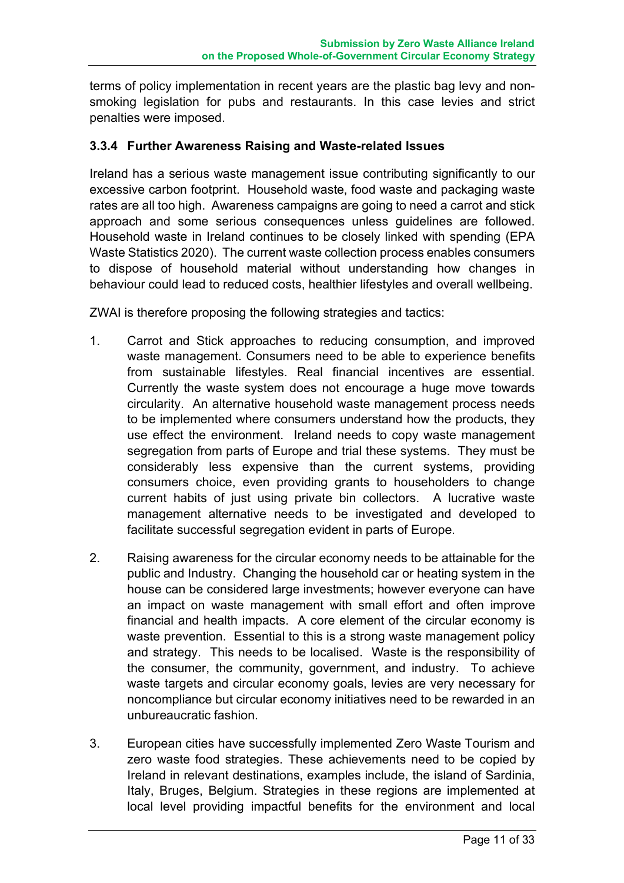terms of policy implementation in recent years are the plastic bag levy and non-smoking legislation for pubs and restaurants. In this case levies and strict penalties were imposed.

### 3.3.4 Further Awareness Raising and Waste-related Issues

Ireland has a serious waste management issue contributing significantly to our excessive carbon footprint. Household waste, food waste and packaging waste rates are all too high. Awareness campaigns are going to need a carrot and stick approach and some serious consequences unless guidelines are followed. Household waste in Ireland continues to be closely linked with spending (EPA Waste Statistics 2020). The current waste collection process enables consumers to dispose of household material without understanding how changes in behaviour could lead to reduced costs, healthier lifestyles and overall wellbeing.

ZWAI is therefore proposing the following strategies and tactics:

1. Carrot and Stick approaches to reducing consumption, and improved waste management. Consumers need to be able to experience benefits from sustainable lifestyles. Real financial incentives are essential. Currently the waste system does not encourage a huge move towards circularity. An alternative household waste management process needs to be implemented where consumers understand how the products, they use effect the environment. Ireland needs to copy waste management segregation from parts of Europe and trial these systems. They must be considerably less expensive than the current systems, providing consumers choice, even providing grants to householders to change current habits of just using private bin collectors. A lucrative waste management alternative needs to be investigated and developed to facilitate successful segregation evident in parts of Europe.

2. Raising awareness for the circular economy needs to be attainable for the public and Industry. Changing the household car or heating system in the house can be considered large investments; however everyone can have an impact on waste management with small effort and often improve financial and health impacts. A core element of the circular economy is waste prevention. Essential to this is a strong waste management policy and strategy. This needs to be localised. Waste is the responsibility of the consumer, the community, government, and industry. To achieve waste targets and circular economy goals, levies are very necessary for noncompliance but circular economy initiatives need to be rewarded in an unbureaucratic fashion.

3. European cities have successfully implemented Zero Waste Tourism and zero waste food strategies. These achievements need to be copied by Ireland in relevant destinations, examples include, the island of Sardinia, Italy, Bruges, Belgium. Strategies in these regions are implemented at local level providing impactful benefits for the environment and local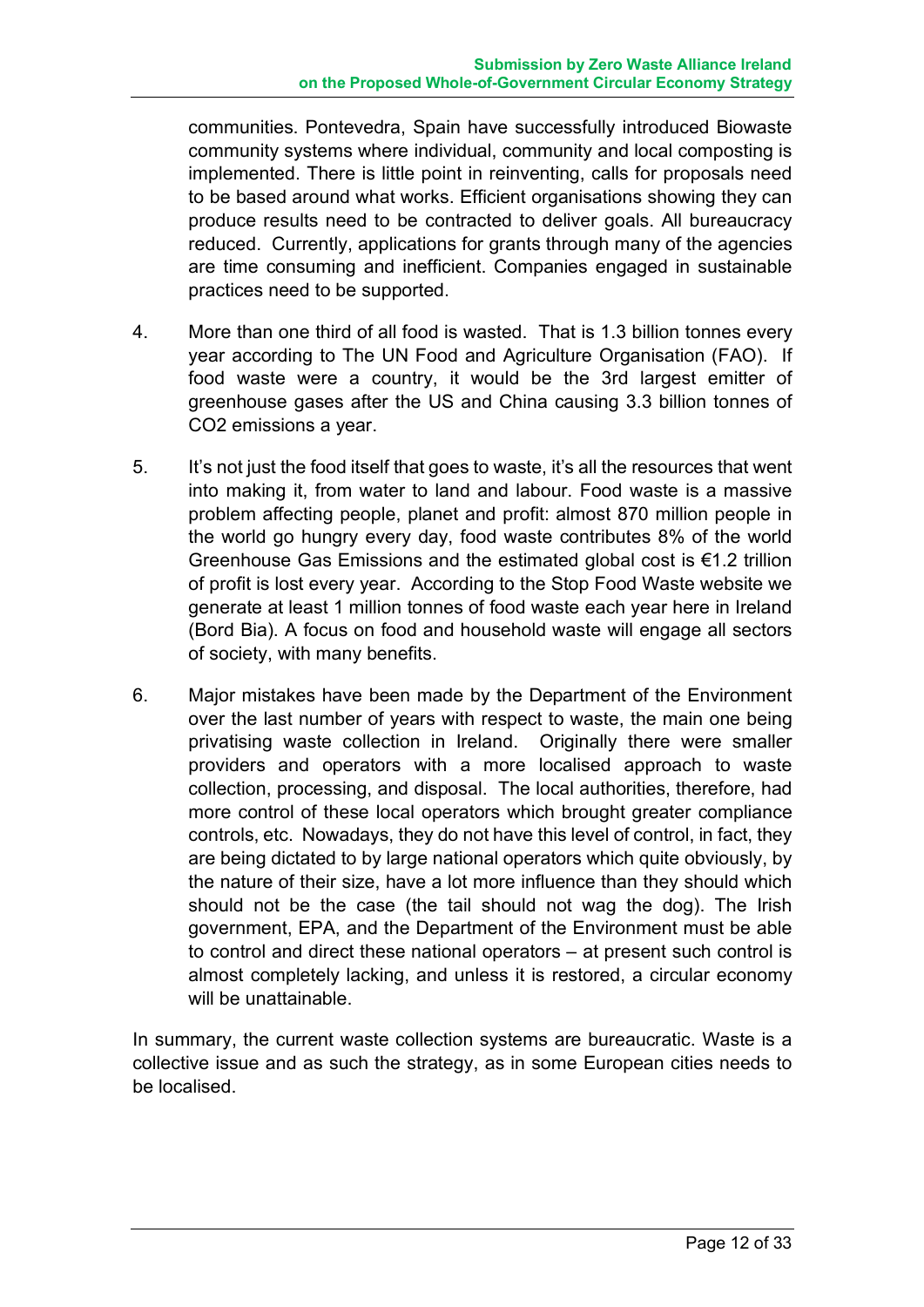communities. Pontevedra, Spain have successfully introduced Biowaste community systems where individual, community and local composting is implemented. There is little point in reinventing, calls for proposals need to be based around what works. Efficient organisations showing they can produce results need to be contracted to deliver goals. All bureaucracy reduced. Currently, applications for grants through many of the agencies are time consuming and inefficient. Companies engaged in sustainable practices need to be supported.

4. More than one third of all food is wasted. That is 1.3 billion tonnes every year according to The UN Food and Agriculture Organisation (FAO). If food waste were a country, it would be the 3rd largest emitter of greenhouse gases after the US and China causing 3.3 billion tonnes of $CO_2$ emissions a year.

5. It's not just the food itself that goes to waste, it's all the resources that went into making it, from water to land and labour. Food waste is a massive problem affecting people, planet and profit: almost 870 million people in the world go hungry every day, food waste contributes 8% of the world Greenhouse Gas Emissions and the estimated global cost is €1.2 trillion of profit is lost every year. According to the Stop Food Waste website we generate at least 1 million tonnes of food waste each year here in Ireland (Bord Bia). A focus on food and household waste will engage all sectors of society, with many benefits.

6. Major mistakes have been made by the Department of the Environment over the last number of years with respect to waste, the main one being privatising waste collection in Ireland. Originally there were smaller providers and operators with a more localised approach to waste collection, processing, and disposal. The local authorities, therefore, had more control of these local operators which brought greater compliance controls, etc. Nowadays, they do not have this level of control, in fact, they are being dictated to by large national operators which quite obviously, by the nature of their size, have a lot more influence than they should which should not be the case (the tail should not wag the dog). The Irish government, EPA, and the Department of the Environment must be able to control and direct these national operators – at present such control is almost completely lacking, and unless it is restored, a circular economy will be unattainable.

In summary, the current waste collection systems are bureaucratic. Waste is a collective issue and as such the strategy, as in some European cities needs to be localised.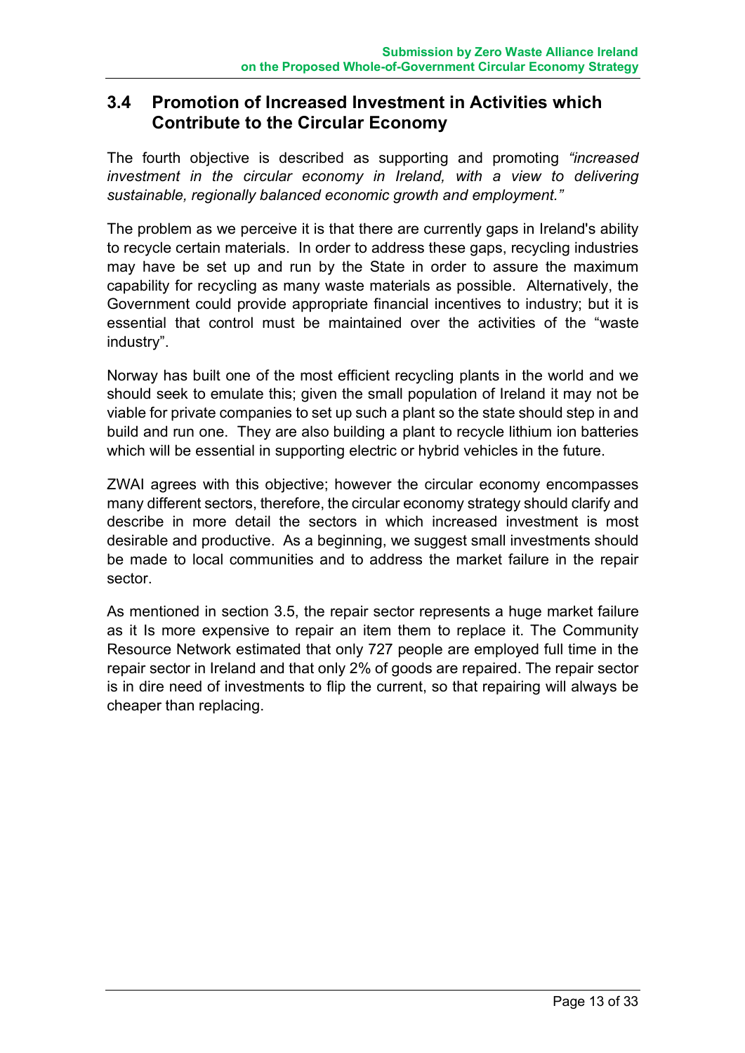## 3.4 Promotion of Increased Investment in Activities which Contribute to the Circular Economy

The fourth objective is described as supporting and promoting *"increased investment in the circular economy in Ireland, with a view to delivering sustainable, regionally balanced economic growth and employment."*

The problem as we perceive it is that there are currently gaps in Ireland's ability to recycle certain materials. In order to address these gaps, recycling industries may have be set up and run by the State in order to assure the maximum capability for recycling as many waste materials as possible. Alternatively, the Government could provide appropriate financial incentives to industry; but it is essential that control must be maintained over the activities of the "waste industry".

Norway has built one of the most efficient recycling plants in the world and we should seek to emulate this; given the small population of Ireland it may not be viable for private companies to set up such a plant so the state should step in and build and run one. They are also building a plant to recycle lithium ion batteries which will be essential in supporting electric or hybrid vehicles in the future.

ZWAI agrees with this objective; however the circular economy encompasses many different sectors, therefore, the circular economy strategy should clarify and describe in more detail the sectors in which increased investment is most desirable and productive. As a beginning, we suggest small investments should be made to local communities and to address the market failure in the repair sector.

As mentioned in section 3.5, the repair sector represents a huge market failure as it Is more expensive to repair an item them to replace it. The Community Resource Network estimated that only 727 people are employed full time in the repair sector in Ireland and that only 2% of goods are repaired. The repair sector is in dire need of investments to flip the current, so that repairing will always be cheaper than replacing.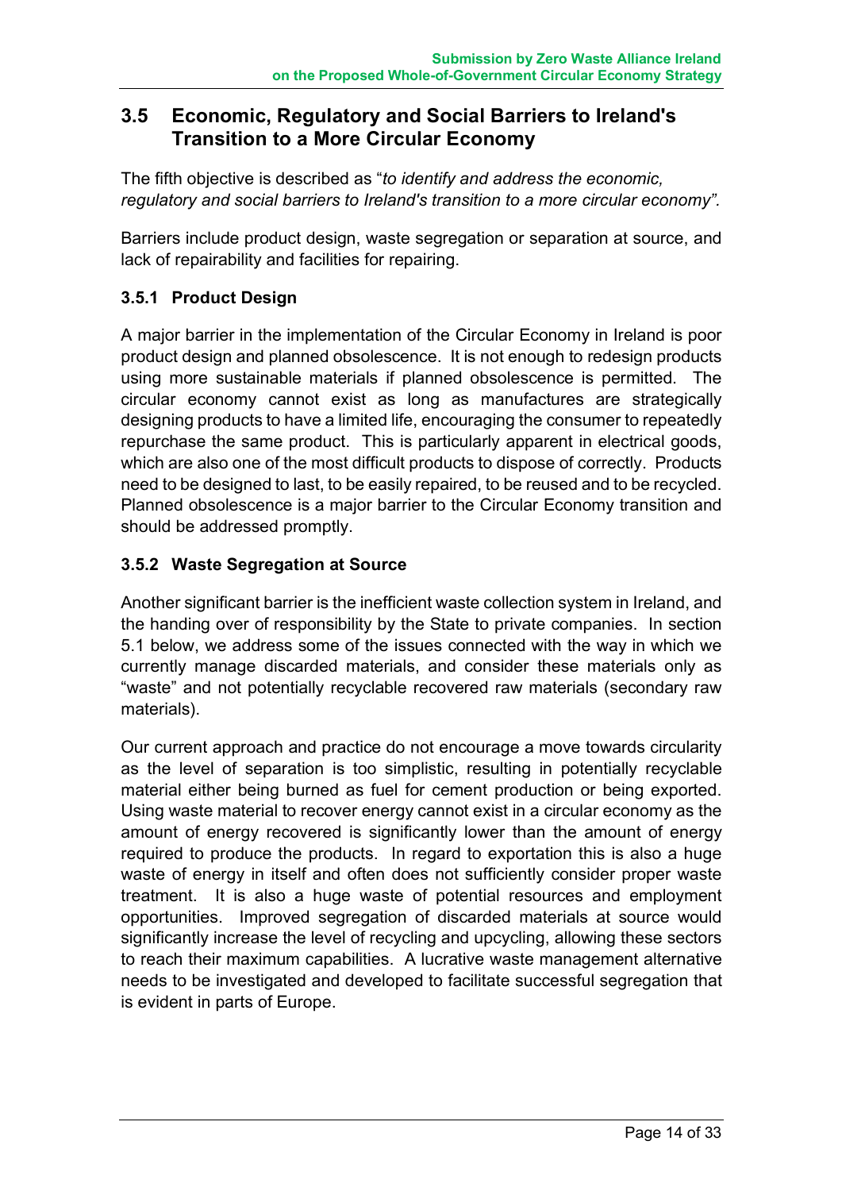## 3.5 Economic, Regulatory and Social Barriers to Ireland's Transition to a More Circular Economy

The fifth objective is described as "*to identify and address the economic, regulatory and social barriers to Ireland's transition to a more circular economy".*

Barriers include product design, waste segregation or separation at source, and lack of repairability and facilities for repairing.

### 3.5.1 Product Design

A major barrier in the implementation of the Circular Economy in Ireland is poor product design and planned obsolescence. It is not enough to redesign products using more sustainable materials if planned obsolescence is permitted. The circular economy cannot exist as long as manufactures are strategically designing products to have a limited life, encouraging the consumer to repeatedly repurchase the same product. This is particularly apparent in electrical goods, which are also one of the most difficult products to dispose of correctly. Products need to be designed to last, to be easily repaired, to be reused and to be recycled. Planned obsolescence is a major barrier to the Circular Economy transition and should be addressed promptly.

### 3.5.2 Waste Segregation at Source

Another significant barrier is the inefficient waste collection system in Ireland, and the handing over of responsibility by the State to private companies. In section 5.1 below, we address some of the issues connected with the way in which we currently manage discarded materials, and consider these materials only as "waste" and not potentially recyclable recovered raw materials (secondary raw materials).

Our current approach and practice do not encourage a move towards circularity as the level of separation is too simplistic, resulting in potentially recyclable material either being burned as fuel for cement production or being exported. Using waste material to recover energy cannot exist in a circular economy as the amount of energy recovered is significantly lower than the amount of energy required to produce the products. In regard to exportation this is also a huge waste of energy in itself and often does not sufficiently consider proper waste treatment. It is also a huge waste of potential resources and employment opportunities. Improved segregation of discarded materials at source would significantly increase the level of recycling and upcycling, allowing these sectors to reach their maximum capabilities. A lucrative waste management alternative needs to be investigated and developed to facilitate successful segregation that is evident in parts of Europe.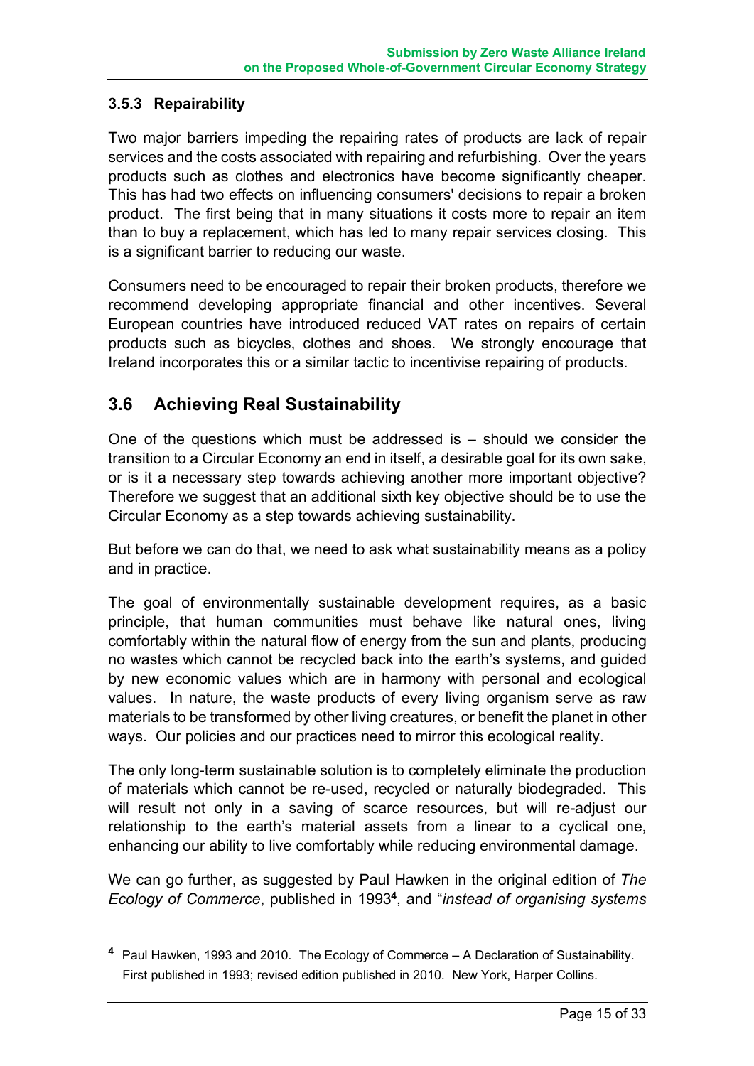### 3.5.3 Repairability

Two major barriers impeding the repairing rates of products are lack of repair services and the costs associated with repairing and refurbishing. Over the years products such as clothes and electronics have become significantly cheaper. This has had two effects on influencing consumers' decisions to repair a broken product. The first being that in many situations it costs more to repair an item than to buy a replacement, which has led to many repair services closing. This is a significant barrier to reducing our waste.

Consumers need to be encouraged to repair their broken products, therefore we recommend developing appropriate financial and other incentives. Several European countries have introduced reduced VAT rates on repairs of certain products such as bicycles, clothes and shoes. We strongly encourage that Ireland incorporates this or a similar tactic to incentivise repairing of products.

## 3.6 Achieving Real Sustainability

One of the questions which must be addressed is – should we consider the transition to a Circular Economy an end in itself, a desirable goal for its own sake, or is it a necessary step towards achieving another more important objective? Therefore we suggest that an additional sixth key objective should be to use the Circular Economy as a step towards achieving sustainability.

But before we can do that, we need to ask what sustainability means as a policy and in practice.

The goal of environmentally sustainable development requires, as a basic principle, that human communities must behave like natural ones, living comfortably within the natural flow of energy from the sun and plants, producing no wastes which cannot be recycled back into the earth's systems, and guided by new economic values which are in harmony with personal and ecological values. In nature, the waste products of every living organism serve as raw materials to be transformed by other living creatures, or benefit the planet in other ways. Our policies and our practices need to mirror this ecological reality.

The only long-term sustainable solution is to completely eliminate the production of materials which cannot be re-used, recycled or naturally biodegraded. This will result not only in a saving of scarce resources, but will re-adjust our relationship to the earth's material assets from a linear to a cyclical one, enhancing our ability to live comfortably while reducing environmental damage.

We can go further, as suggested by Paul Hawken in the original edition of *The Ecology of Commerce*, published in 1993[4], and "*instead of organising systems*

[4] Paul Hawken, 1993 and 2010. The Ecology of Commerce – A Declaration of Sustainability. First published in 1993; revised edition published in 2010. New York, Harper Collins.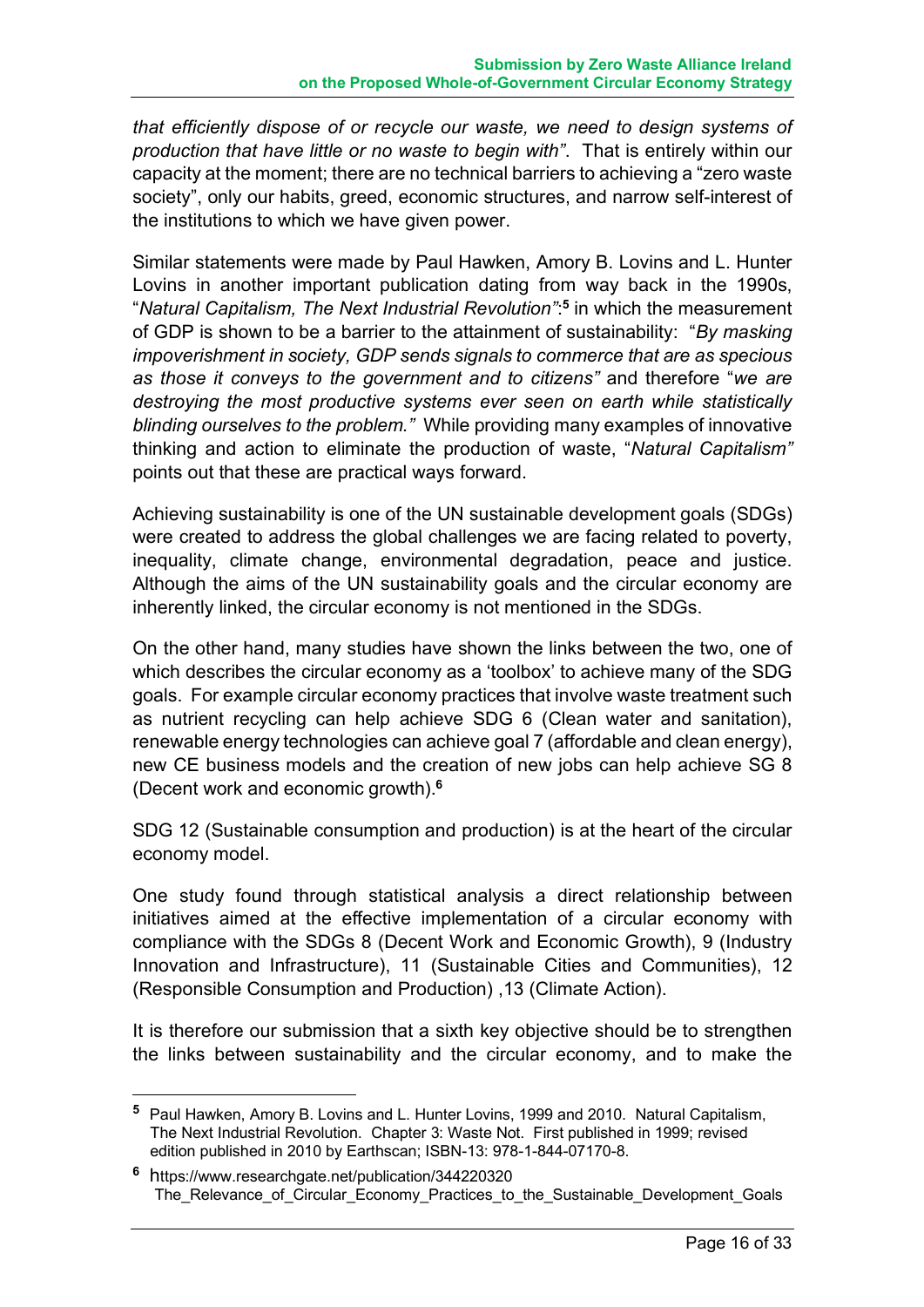*that efficiently dispose of or recycle our waste, we need to design systems of production that have little or no waste to begin with"*. That is entirely within our capacity at the moment; there are no technical barriers to achieving a "zero waste society", only our habits, greed, economic structures, and narrow self-interest of the institutions to which we have given power.

Similar statements were made by Paul Hawken, Amory B. Lovins and L. Hunter Lovins in another important publication dating from way back in the 1990s, "*Natural Capitalism, The Next Industrial Revolution"*:[5] in which the measurement of GDP is shown to be a barrier to the attainment of sustainability: "*By masking impoverishment in society, GDP sends signals to commerce that are as specious as those it conveys to the government and to citizens"* and therefore "*we are destroying the most productive systems ever seen on earth while statistically blinding ourselves to the problem."* While providing many examples of innovative thinking and action to eliminate the production of waste, "*Natural Capitalism"* points out that these are practical ways forward.

Achieving sustainability is one of the UN sustainable development goals (SDGs) were created to address the global challenges we are facing related to poverty, inequality, climate change, environmental degradation, peace and justice. Although the aims of the UN sustainability goals and the circular economy are inherently linked, the circular economy is not mentioned in the SDGs.

On the other hand, many studies have shown the links between the two, one of which describes the circular economy as a 'toolbox' to achieve many of the SDG goals. For example circular economy practices that involve waste treatment such as nutrient recycling can help achieve SDG 6 (Clean water and sanitation), renewable energy technologies can achieve goal 7 (affordable and clean energy), new CE business models and the creation of new jobs can help achieve SG 8 (Decent work and economic growth).[6]

SDG 12 (Sustainable consumption and production) is at the heart of the circular economy model.

One study found through statistical analysis a direct relationship between initiatives aimed at the effective implementation of a circular economy with compliance with the SDGs 8 (Decent Work and Economic Growth), 9 (Industry Innovation and Infrastructure), 11 (Sustainable Cities and Communities), 12 (Responsible Consumption and Production) ,13 (Climate Action).

It is therefore our submission that a sixth key objective should be to strengthen the links between sustainability and the circular economy, and to make the

---

[5] Paul Hawken, Amory B. Lovins and L. Hunter Lovins, 1999 and 2010. Natural Capitalism, The Next Industrial Revolution. Chapter 3: Waste Not. First published in 1999; revised edition published in 2010 by Earthscan; ISBN-13: 978-1-844-07170-8.

[6] https://www.researchgate.net/publication/344220320 The_Relevance_of_Circular_Economy_Practices_to_the_Sustainable_Development_Goals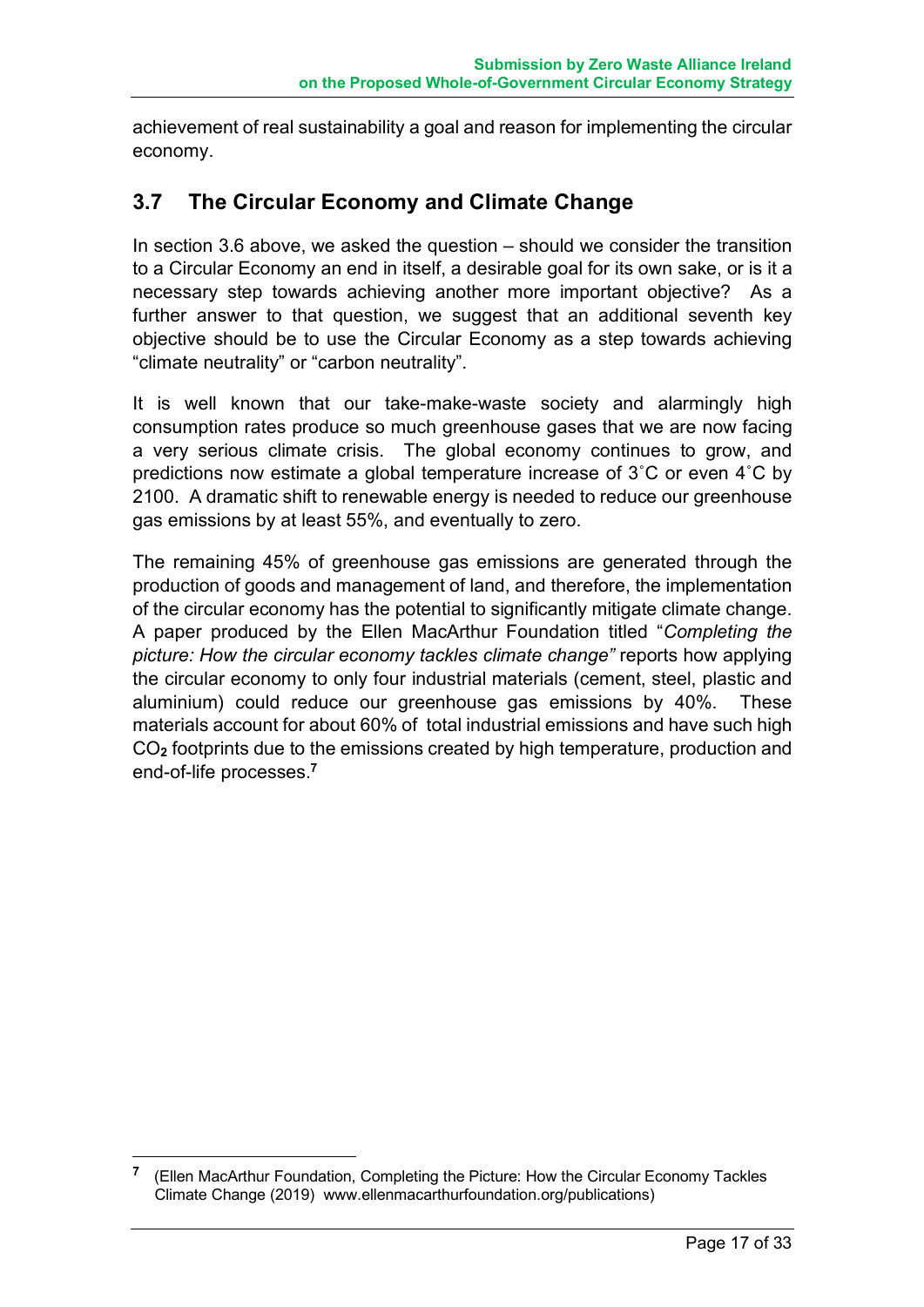achievement of real sustainability a goal and reason for implementing the circular economy.

## 3.7 The Circular Economy and Climate Change

In section 3.6 above, we asked the question – should we consider the transition to a Circular Economy an end in itself, a desirable goal for its own sake, or is it a necessary step towards achieving another more important objective? As a further answer to that question, we suggest that an additional seventh key objective should be to use the Circular Economy as a step towards achieving "climate neutrality" or "carbon neutrality".

It is well known that our take-make-waste society and alarmingly high consumption rates produce so much greenhouse gases that we are now facing a very serious climate crisis. The global economy continues to grow, and predictions now estimate a global temperature increase of 3˚C or even 4˚C by 2100. A dramatic shift to renewable energy is needed to reduce our greenhouse gas emissions by at least 55%, and eventually to zero.

The remaining 45% of greenhouse gas emissions are generated through the production of goods and management of land, and therefore, the implementation of the circular economy has the potential to significantly mitigate climate change. A paper produced by the Ellen MacArthur Foundation titled "*Completing the picture: How the circular economy tackles climate change"* reports how applying the circular economy to only four industrial materials (cement, steel, plastic and aluminium) could reduce our greenhouse gas emissions by 40%. These materials account for about 60% of total industrial emissions and have such high $CO_2$ footprints due to the emissions created by high temperature, production and end-of-life processes.[7]

[7] (Ellen MacArthur Foundation, Completing the Picture: How the Circular Economy Tackles Climate Change (2019) www.ellenmacarthurfoundation.org/publications)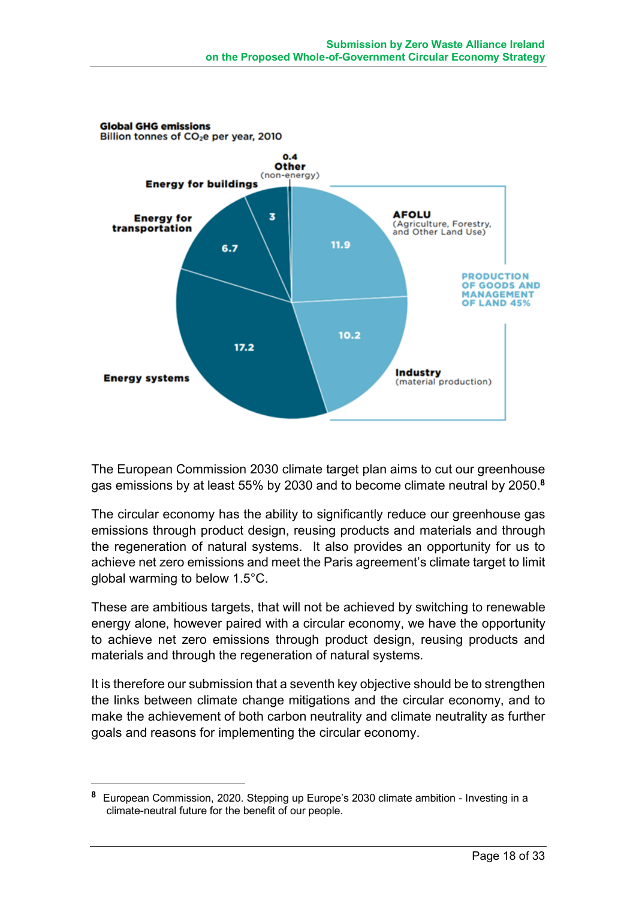**Global GHG emissions**
Billion tonnes of $CO_2e$ per year, 2010

- Energy systems: 17.2
- Energy for transportation: 6.7
- Energy for buildings: 3
- Other (non-energy): 0.4
- AFOLU (Agriculture, Forestry, and Other Land Use): 11.9
- Industry (material production): 10.2

PRODUCTION OF GOODS AND MANAGEMENT OF LAND 45%

The European Commission 2030 climate target plan aims to cut our greenhouse gas emissions by at least 55% by 2030 and to become climate neutral by 2050.[8]

The circular economy has the ability to significantly reduce our greenhouse gas emissions through product design, reusing products and materials and through the regeneration of natural systems. It also provides an opportunity for us to achieve net zero emissions and meet the Paris agreement's climate target to limit global warming to below 1.5°C.

These are ambitious targets, that will not be achieved by switching to renewable energy alone, however paired with a circular economy, we have the opportunity to achieve net zero emissions through product design, reusing products and materials and through the regeneration of natural systems.

It is therefore our submission that a seventh key objective should be to strengthen the links between climate change mitigations and the circular economy, and to make the achievement of both carbon neutrality and climate neutrality as further goals and reasons for implementing the circular economy.

---

[8] European Commission, 2020. Stepping up Europe's 2030 climate ambition - Investing in a climate-neutral future for the benefit of our people.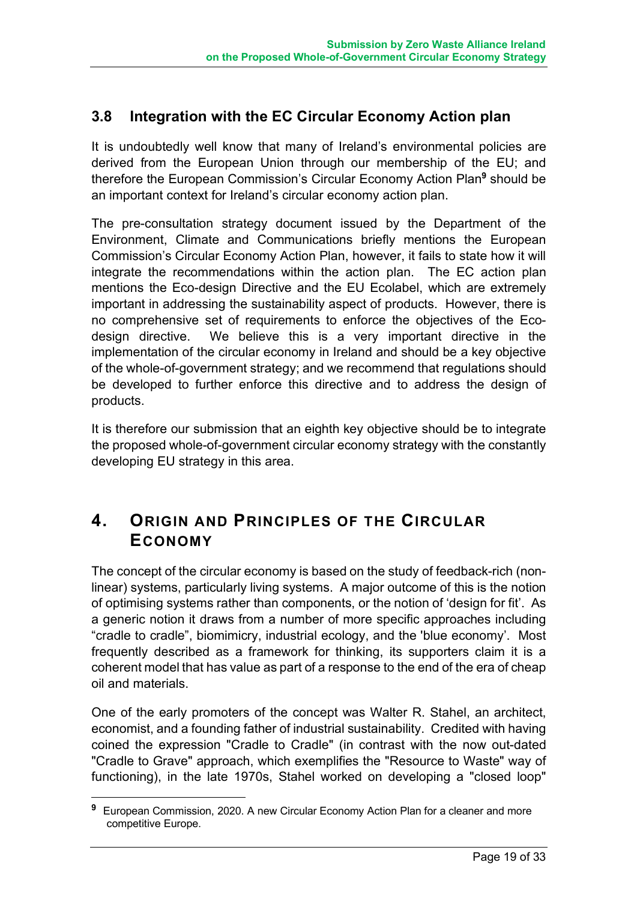## 3.8 Integration with the EC Circular Economy Action plan

It is undoubtedly well know that many of Ireland's environmental policies are derived from the European Union through our membership of the EU; and therefore the European Commission's Circular Economy Action Plan[9] should be an important context for Ireland's circular economy action plan.

The pre-consultation strategy document issued by the Department of the Environment, Climate and Communications briefly mentions the European Commission's Circular Economy Action Plan, however, it fails to state how it will integrate the recommendations within the action plan. The EC action plan mentions the Eco-design Directive and the EU Ecolabel, which are extremely important in addressing the sustainability aspect of products. However, there is no comprehensive set of requirements to enforce the objectives of the Eco-design directive. We believe this is a very important directive in the implementation of the circular economy in Ireland and should be a key objective of the whole-of-government strategy; and we recommend that regulations should be developed to further enforce this directive and to address the design of products.

It is therefore our submission that an eighth key objective should be to integrate the proposed whole-of-government circular economy strategy with the constantly developing EU strategy in this area.

# 4. Origin and Principles of the Circular Economy

The concept of the circular economy is based on the study of feedback-rich (non-linear) systems, particularly living systems. A major outcome of this is the notion of optimising systems rather than components, or the notion of 'design for fit'. As a generic notion it draws from a number of more specific approaches including "cradle to cradle", biomimicry, industrial ecology, and the 'blue economy'. Most frequently described as a framework for thinking, its supporters claim it is a coherent model that has value as part of a response to the end of the era of cheap oil and materials.

One of the early promoters of the concept was Walter R. Stahel, an architect, economist, and a founding father of industrial sustainability. Credited with having coined the expression "Cradle to Cradle" (in contrast with the now out-dated "Cradle to Grave" approach, which exemplifies the "Resource to Waste" way of functioning), in the late 1970s, Stahel worked on developing a "closed loop"

[9] European Commission, 2020. A new Circular Economy Action Plan for a cleaner and more competitive Europe.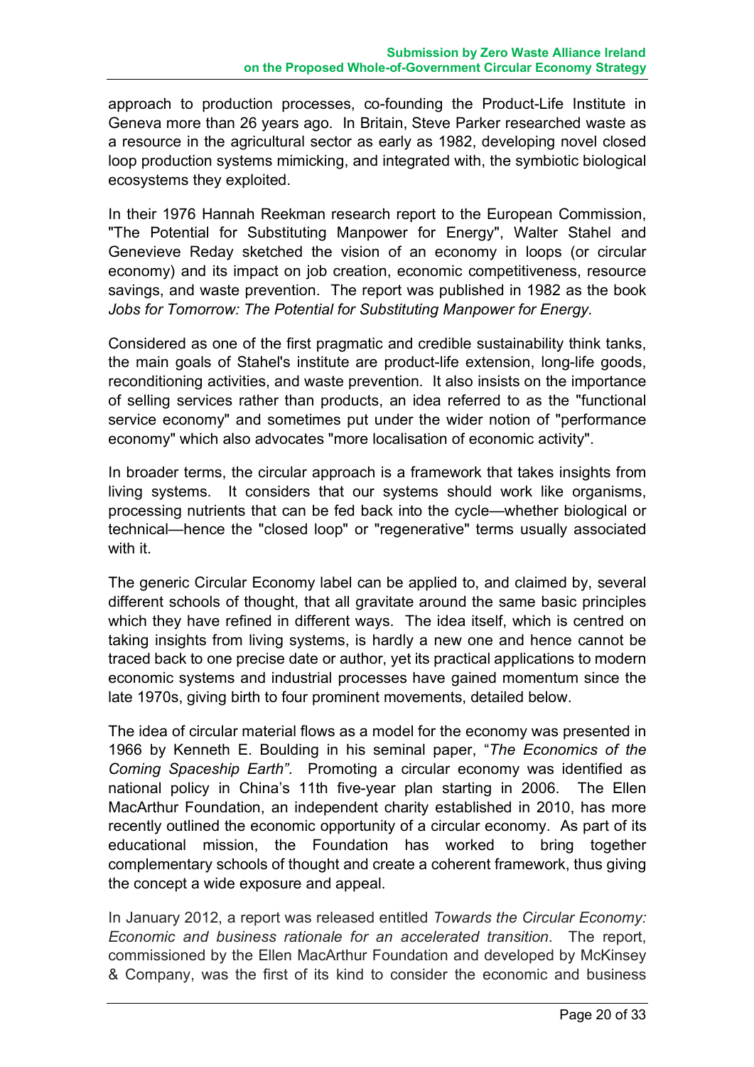approach to production processes, co-founding the Product-Life Institute in Geneva more than 26 years ago. In Britain, Steve Parker researched waste as a resource in the agricultural sector as early as 1982, developing novel closed loop production systems mimicking, and integrated with, the symbiotic biological ecosystems they exploited.

In their 1976 Hannah Reekman research report to the European Commission, "The Potential for Substituting Manpower for Energy", Walter Stahel and Genevieve Reday sketched the vision of an economy in loops (or circular economy) and its impact on job creation, economic competitiveness, resource savings, and waste prevention. The report was published in 1982 as the book *Jobs for Tomorrow: The Potential for Substituting Manpower for Energy*.

Considered as one of the first pragmatic and credible sustainability think tanks, the main goals of Stahel's institute are product-life extension, long-life goods, reconditioning activities, and waste prevention. It also insists on the importance of selling services rather than products, an idea referred to as the "functional service economy" and sometimes put under the wider notion of "performance economy" which also advocates "more localisation of economic activity".

In broader terms, the circular approach is a framework that takes insights from living systems. It considers that our systems should work like organisms, processing nutrients that can be fed back into the cycle—whether biological or technical—hence the "closed loop" or "regenerative" terms usually associated with it.

The generic Circular Economy label can be applied to, and claimed by, several different schools of thought, that all gravitate around the same basic principles which they have refined in different ways. The idea itself, which is centred on taking insights from living systems, is hardly a new one and hence cannot be traced back to one precise date or author, yet its practical applications to modern economic systems and industrial processes have gained momentum since the late 1970s, giving birth to four prominent movements, detailed below.

The idea of circular material flows as a model for the economy was presented in 1966 by Kenneth E. Boulding in his seminal paper, "*The Economics of the Coming Spaceship Earth"*. Promoting a circular economy was identified as national policy in China's 11th five-year plan starting in 2006. The Ellen MacArthur Foundation, an independent charity established in 2010, has more recently outlined the economic opportunity of a circular economy. As part of its educational mission, the Foundation has worked to bring together complementary schools of thought and create a coherent framework, thus giving the concept a wide exposure and appeal.

In January 2012, a report was released entitled *Towards the Circular Economy: Economic and business rationale for an accelerated transition*. The report, commissioned by the Ellen MacArthur Foundation and developed by McKinsey & Company, was the first of its kind to consider the economic and business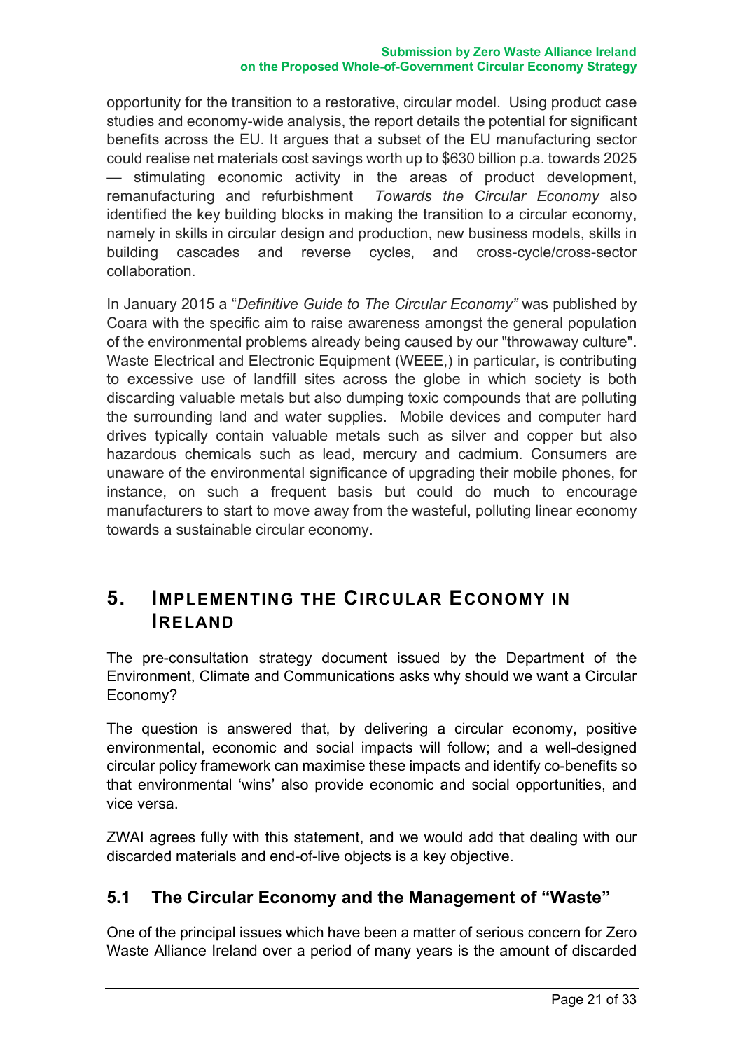opportunity for the transition to a restorative, circular model. Using product case studies and economy-wide analysis, the report details the potential for significant benefits across the EU. It argues that a subset of the EU manufacturing sector could realise net materials cost savings worth up to $630 billion p.a. towards 2025 — stimulating economic activity in the areas of product development, remanufacturing and refurbishment *Towards the Circular Economy* also identified the key building blocks in making the transition to a circular economy, namely in skills in circular design and production, new business models, skills in building cascades and reverse cycles, and cross-cycle/cross-sector collaboration.

In January 2015 a "*Definitive Guide to The Circular Economy"* was published by Coara with the specific aim to raise awareness amongst the general population of the environmental problems already being caused by our "throwaway culture". Waste Electrical and Electronic Equipment (WEEE,) in particular, is contributing to excessive use of landfill sites across the globe in which society is both discarding valuable metals but also dumping toxic compounds that are polluting the surrounding land and water supplies. Mobile devices and computer hard drives typically contain valuable metals such as silver and copper but also hazardous chemicals such as lead, mercury and cadmium. Consumers are unaware of the environmental significance of upgrading their mobile phones, for instance, on such a frequent basis but could do much to encourage manufacturers to start to move away from the wasteful, polluting linear economy towards a sustainable circular economy.

# 5. Implementing the Circular Economy in Ireland

The pre-consultation strategy document issued by the Department of the Environment, Climate and Communications asks why should we want a Circular Economy?

The question is answered that, by delivering a circular economy, positive environmental, economic and social impacts will follow; and a well-designed circular policy framework can maximise these impacts and identify co-benefits so that environmental 'wins' also provide economic and social opportunities, and vice versa.

ZWAI agrees fully with this statement, and we would add that dealing with our discarded materials and end-of-live objects is a key objective.

## 5.1 The Circular Economy and the Management of "Waste"

One of the principal issues which have been a matter of serious concern for Zero Waste Alliance Ireland over a period of many years is the amount of discarded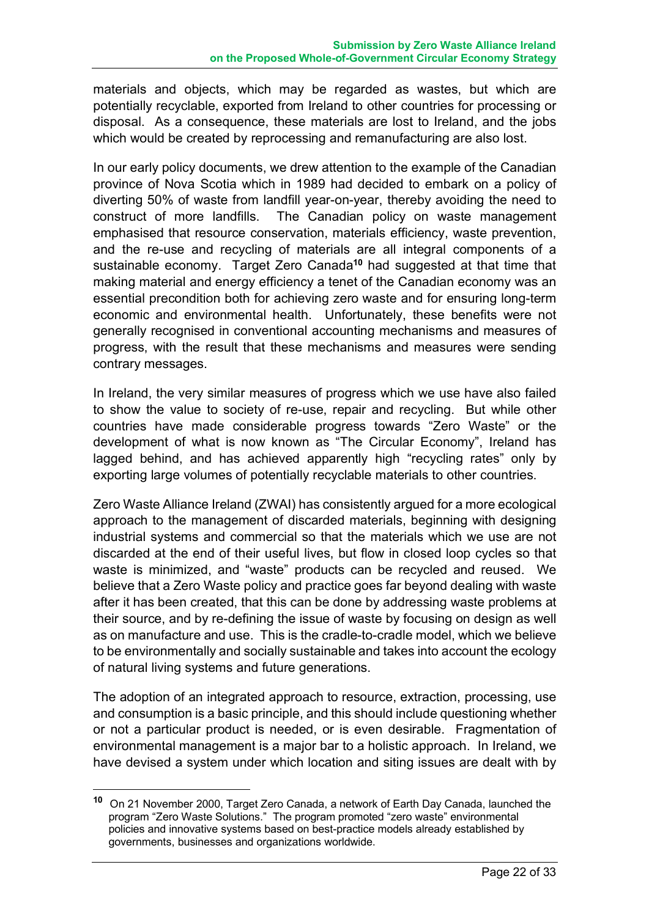materials and objects, which may be regarded as wastes, but which are potentially recyclable, exported from Ireland to other countries for processing or disposal. As a consequence, these materials are lost to Ireland, and the jobs which would be created by reprocessing and remanufacturing are also lost.

In our early policy documents, we drew attention to the example of the Canadian province of Nova Scotia which in 1989 had decided to embark on a policy of diverting 50% of waste from landfill year-on-year, thereby avoiding the need to construct of more landfills. The Canadian policy on waste management emphasised that resource conservation, materials efficiency, waste prevention, and the re-use and recycling of materials are all integral components of a sustainable economy. Target Zero Canada[10] had suggested at that time that making material and energy efficiency a tenet of the Canadian economy was an essential precondition both for achieving zero waste and for ensuring long-term economic and environmental health. Unfortunately, these benefits were not generally recognised in conventional accounting mechanisms and measures of progress, with the result that these mechanisms and measures were sending contrary messages.

In Ireland, the very similar measures of progress which we use have also failed to show the value to society of re-use, repair and recycling. But while other countries have made considerable progress towards "Zero Waste" or the development of what is now known as "The Circular Economy", Ireland has lagged behind, and has achieved apparently high "recycling rates" only by exporting large volumes of potentially recyclable materials to other countries.

Zero Waste Alliance Ireland (ZWAI) has consistently argued for a more ecological approach to the management of discarded materials, beginning with designing industrial systems and commercial so that the materials which we use are not discarded at the end of their useful lives, but flow in closed loop cycles so that waste is minimized, and "waste" products can be recycled and reused. We believe that a Zero Waste policy and practice goes far beyond dealing with waste after it has been created, that this can be done by addressing waste problems at their source, and by re-defining the issue of waste by focusing on design as well as on manufacture and use. This is the cradle-to-cradle model, which we believe to be environmentally and socially sustainable and takes into account the ecology of natural living systems and future generations.

The adoption of an integrated approach to resource, extraction, processing, use and consumption is a basic principle, and this should include questioning whether or not a particular product is needed, or is even desirable. Fragmentation of environmental management is a major bar to a holistic approach. In Ireland, we have devised a system under which location and siting issues are dealt with by

---

[10] On 21 November 2000, Target Zero Canada, a network of Earth Day Canada, launched the program "Zero Waste Solutions." The program promoted "zero waste" environmental policies and innovative systems based on best-practice models already established by governments, businesses and organizations worldwide.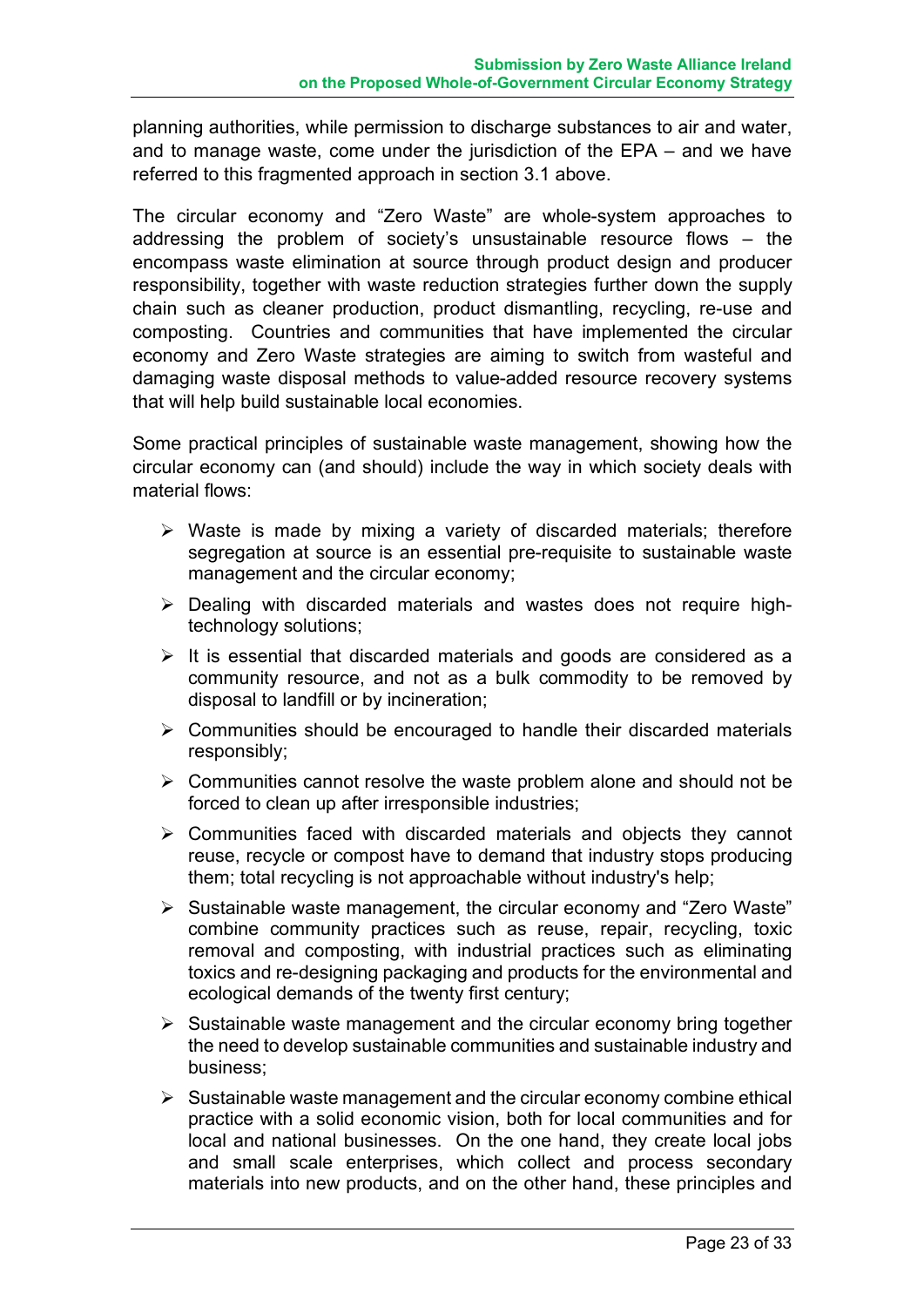planning authorities, while permission to discharge substances to air and water, and to manage waste, come under the jurisdiction of the EPA – and we have referred to this fragmented approach in section 3.1 above.

The circular economy and "Zero Waste" are whole-system approaches to addressing the problem of society's unsustainable resource flows – the encompass waste elimination at source through product design and producer responsibility, together with waste reduction strategies further down the supply chain such as cleaner production, product dismantling, recycling, re-use and composting. Countries and communities that have implemented the circular economy and Zero Waste strategies are aiming to switch from wasteful and damaging waste disposal methods to value-added resource recovery systems that will help build sustainable local economies.

Some practical principles of sustainable waste management, showing how the circular economy can (and should) include the way in which society deals with material flows:

- Waste is made by mixing a variety of discarded materials; therefore segregation at source is an essential pre-requisite to sustainable waste management and the circular economy;
- Dealing with discarded materials and wastes does not require high-technology solutions;
- It is essential that discarded materials and goods are considered as a community resource, and not as a bulk commodity to be removed by disposal to landfill or by incineration;
- Communities should be encouraged to handle their discarded materials responsibly;
- Communities cannot resolve the waste problem alone and should not be forced to clean up after irresponsible industries;
- Communities faced with discarded materials and objects they cannot reuse, recycle or compost have to demand that industry stops producing them; total recycling is not approachable without industry's help;
- Sustainable waste management, the circular economy and "Zero Waste" combine community practices such as reuse, repair, recycling, toxic removal and composting, with industrial practices such as eliminating toxics and re-designing packaging and products for the environmental and ecological demands of the twenty first century;
- Sustainable waste management and the circular economy bring together the need to develop sustainable communities and sustainable industry and business;
- Sustainable waste management and the circular economy combine ethical practice with a solid economic vision, both for local communities and for local and national businesses. On the one hand, they create local jobs and small scale enterprises, which collect and process secondary materials into new products, and on the other hand, these principles and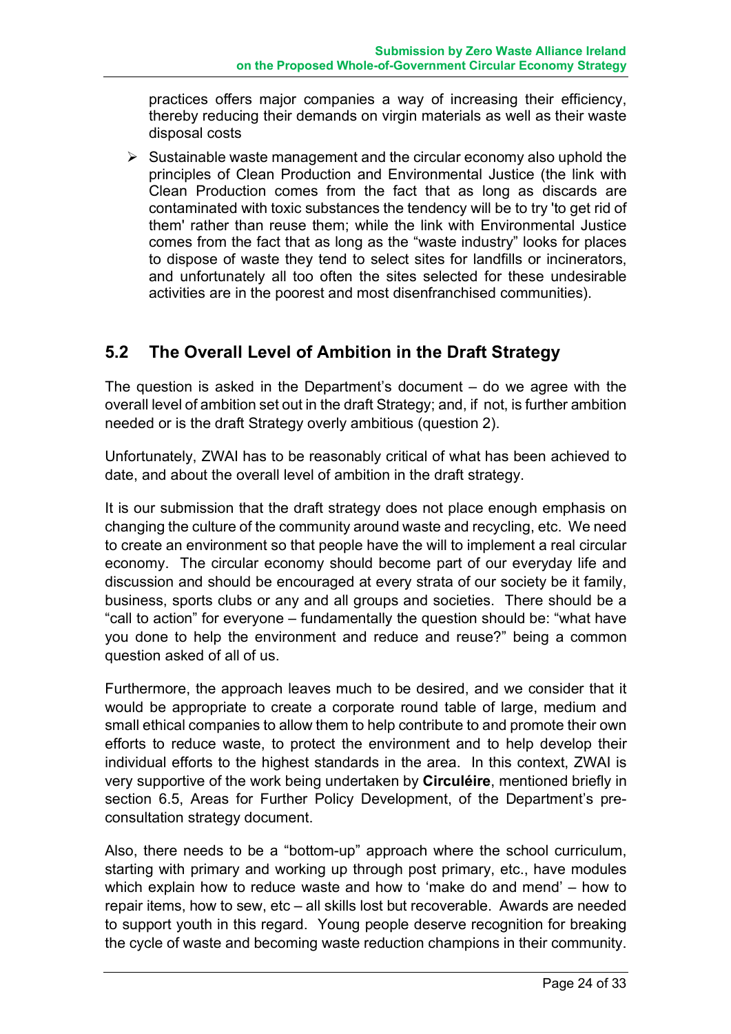practices offers major companies a way of increasing their efficiency, thereby reducing their demands on virgin materials as well as their waste disposal costs

- Sustainable waste management and the circular economy also uphold the principles of Clean Production and Environmental Justice (the link with Clean Production comes from the fact that as long as discards are contaminated with toxic substances the tendency will be to try 'to get rid of them' rather than reuse them; while the link with Environmental Justice comes from the fact that as long as the "waste industry" looks for places to dispose of waste they tend to select sites for landfills or incinerators, and unfortunately all too often the sites selected for these undesirable activities are in the poorest and most disenfranchised communities).

## 5.2 The Overall Level of Ambition in the Draft Strategy

The question is asked in the Department's document – do we agree with the overall level of ambition set out in the draft Strategy; and, if not, is further ambition needed or is the draft Strategy overly ambitious (question 2).

Unfortunately, ZWAI has to be reasonably critical of what has been achieved to date, and about the overall level of ambition in the draft strategy.

It is our submission that the draft strategy does not place enough emphasis on changing the culture of the community around waste and recycling, etc. We need to create an environment so that people have the will to implement a real circular economy. The circular economy should become part of our everyday life and discussion and should be encouraged at every strata of our society be it family, business, sports clubs or any and all groups and societies. There should be a "call to action" for everyone – fundamentally the question should be: "what have you done to help the environment and reduce and reuse?" being a common question asked of all of us.

Furthermore, the approach leaves much to be desired, and we consider that it would be appropriate to create a corporate round table of large, medium and small ethical companies to allow them to help contribute to and promote their own efforts to reduce waste, to protect the environment and to help develop their individual efforts to the highest standards in the area. In this context, ZWAI is very supportive of the work being undertaken by **Circuléire**, mentioned briefly in section 6.5, Areas for Further Policy Development, of the Department's pre-consultation strategy document.

Also, there needs to be a "bottom-up" approach where the school curriculum, starting with primary and working up through post primary, etc., have modules which explain how to reduce waste and how to 'make do and mend' – how to repair items, how to sew, etc – all skills lost but recoverable. Awards are needed to support youth in this regard. Young people deserve recognition for breaking the cycle of waste and becoming waste reduction champions in their community.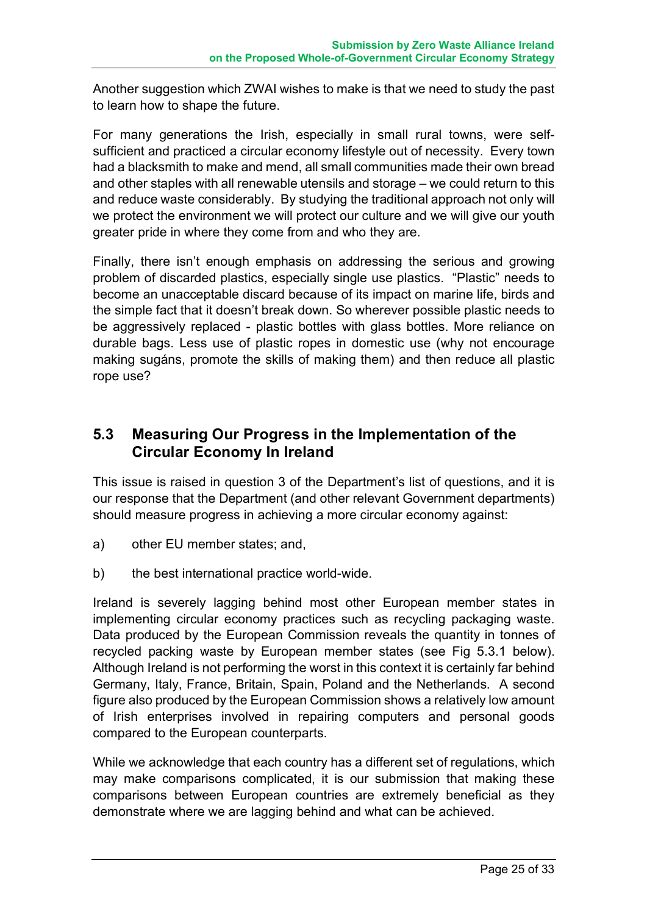Another suggestion which ZWAI wishes to make is that we need to study the past to learn how to shape the future.

For many generations the Irish, especially in small rural towns, were self-sufficient and practiced a circular economy lifestyle out of necessity. Every town had a blacksmith to make and mend, all small communities made their own bread and other staples with all renewable utensils and storage – we could return to this and reduce waste considerably. By studying the traditional approach not only will we protect the environment we will protect our culture and we will give our youth greater pride in where they come from and who they are.

Finally, there isn't enough emphasis on addressing the serious and growing problem of discarded plastics, especially single use plastics. "Plastic" needs to become an unacceptable discard because of its impact on marine life, birds and the simple fact that it doesn't break down. So wherever possible plastic needs to be aggressively replaced - plastic bottles with glass bottles. More reliance on durable bags. Less use of plastic ropes in domestic use (why not encourage making sugáns, promote the skills of making them) and then reduce all plastic rope use?

## 5.3 Measuring Our Progress in the Implementation of the Circular Economy In Ireland

This issue is raised in question 3 of the Department's list of questions, and it is our response that the Department (and other relevant Government departments) should measure progress in achieving a more circular economy against:

a) other EU member states; and,

b) the best international practice world-wide.

Ireland is severely lagging behind most other European member states in implementing circular economy practices such as recycling packaging waste. Data produced by the European Commission reveals the quantity in tonnes of recycled packing waste by European member states (see Fig 5.3.1 below). Although Ireland is not performing the worst in this context it is certainly far behind Germany, Italy, France, Britain, Spain, Poland and the Netherlands. A second figure also produced by the European Commission shows a relatively low amount of Irish enterprises involved in repairing computers and personal goods compared to the European counterparts.

While we acknowledge that each country has a different set of regulations, which may make comparisons complicated, it is our submission that making these comparisons between European countries are extremely beneficial as they demonstrate where we are lagging behind and what can be achieved.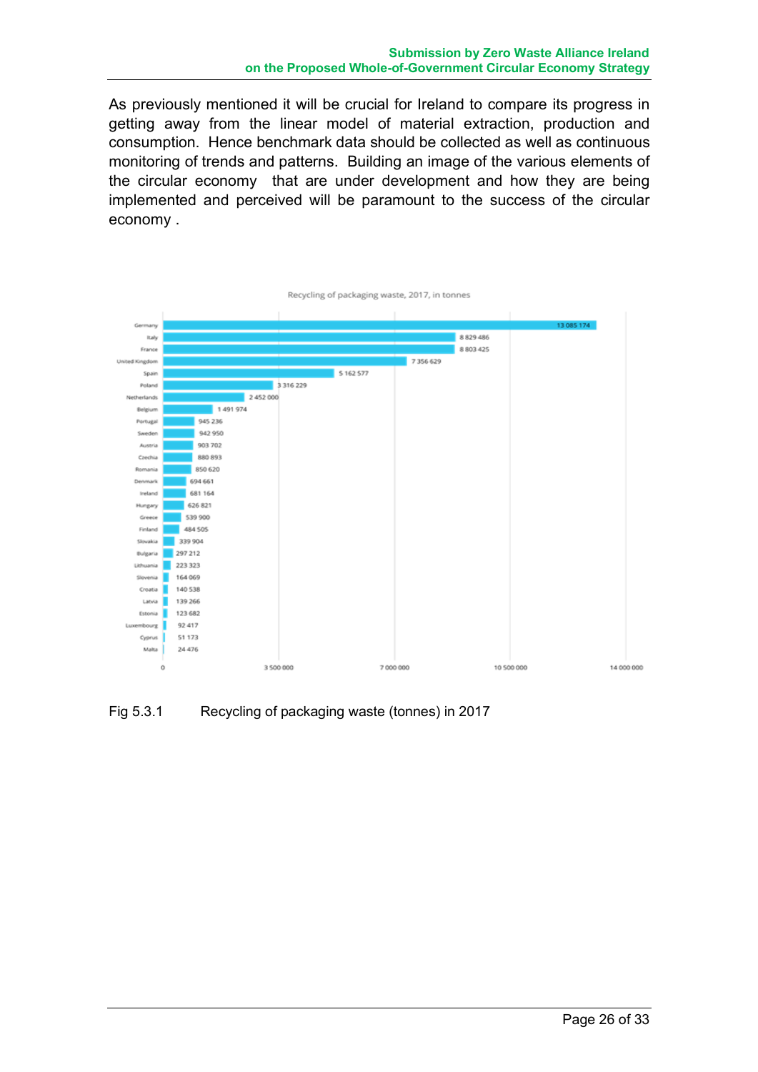As previously mentioned it will be crucial for Ireland to compare its progress in getting away from the linear model of material extraction, production and consumption. Hence benchmark data should be collected as well as continuous monitoring of trends and patterns. Building an image of the various elements of the circular economy that are under development and how they are being implemented and perceived will be paramount to the success of the circular economy .

Recycling of packaging waste, 2017, in tonnes

| Country | Tonnes |
| --- | --- |
| Germany | 13 085 174 |
| Italy | 8 829 486 |
| France | 8 803 425 |
| United Kingdom | 7 356 629 |
| Spain | 5 162 577 |
| Poland | 3 316 229 |
| Netherlands | 2 452 000 |
| Belgium | 1 491 974 |
| Portugal | 945 236 |
| Sweden | 942 950 |
| Austria | 903 702 |
| Czechia | 880 893 |
| Romania | 850 620 |
| Denmark | 694 661 |
| Ireland | 681 164 |
| Hungary | 626 821 |
| Greece | 539 900 |
| Finland | 484 505 |
| Slovakia | 339 904 |
| Bulgaria | 297 212 |
| Lithuania | 223 323 |
| Slovenia | 164 069 |
| Croatia | 140 538 |
| Latvia | 139 266 |
| Estonia | 123 682 |
| Luxembourg | 92 417 |
| Cyprus | 51 173 |
| Malta | 24 476 |

Fig 5.3.1 Recycling of packaging waste (tonnes) in 2017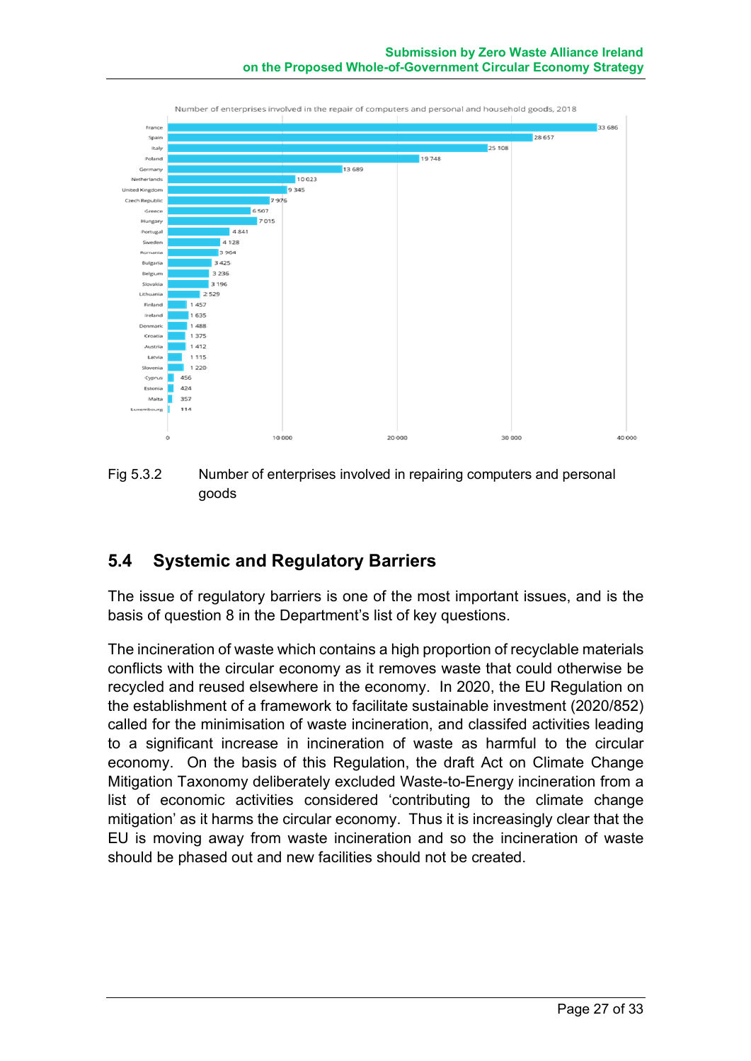Number of enterprises involved in the repair of computers and personal and household goods, 2018

| Country | Number of enterprises |
| --- | --- |
| France | 33 686 |
| Spain | 28 657 |
| Italy | 25 108 |
| Poland | 19 748 |
| Germany | 13 689 |
| Netherlands | 10 023 |
| United Kingdom | 9 345 |
| Czech Republic | 7 976 |
| Greece | 6 507 |
| Hungary | 7 015 |
| Portugal | 4 841 |
| Sweden | 4 128 |
| Romania | 3 964 |
| Bulgaria | 3 425 |
| Belgium | 3 236 |
| Slovakia | 3 196 |
| Lithuania | 2 529 |
| Finland | 1 457 |
| Ireland | 1 635 |
| Denmark | 1 488 |
| Croatia | 1 375 |
| Austria | 1 412 |
| Latvia | 1 115 |
| Slovenia | 1 220 |
| Cyprus | 456 |
| Estonia | 424 |
| Malta | 357 |
| Luxembourg | 114 |

Fig 5.3.2 Number of enterprises involved in repairing computers and personal goods

## 5.4 Systemic and Regulatory Barriers

The issue of regulatory barriers is one of the most important issues, and is the basis of question 8 in the Department's list of key questions.

The incineration of waste which contains a high proportion of recyclable materials conflicts with the circular economy as it removes waste that could otherwise be recycled and reused elsewhere in the economy. In 2020, the EU Regulation on the establishment of a framework to facilitate sustainable investment (2020/852) called for the minimisation of waste incineration, and classifed activities leading to a significant increase in incineration of waste as harmful to the circular economy. On the basis of this Regulation, the draft Act on Climate Change Mitigation Taxonomy deliberately excluded Waste-to-Energy incineration from a list of economic activities considered 'contributing to the climate change mitigation' as it harms the circular economy. Thus it is increasingly clear that the EU is moving away from waste incineration and so the incineration of waste should be phased out and new facilities should not be created.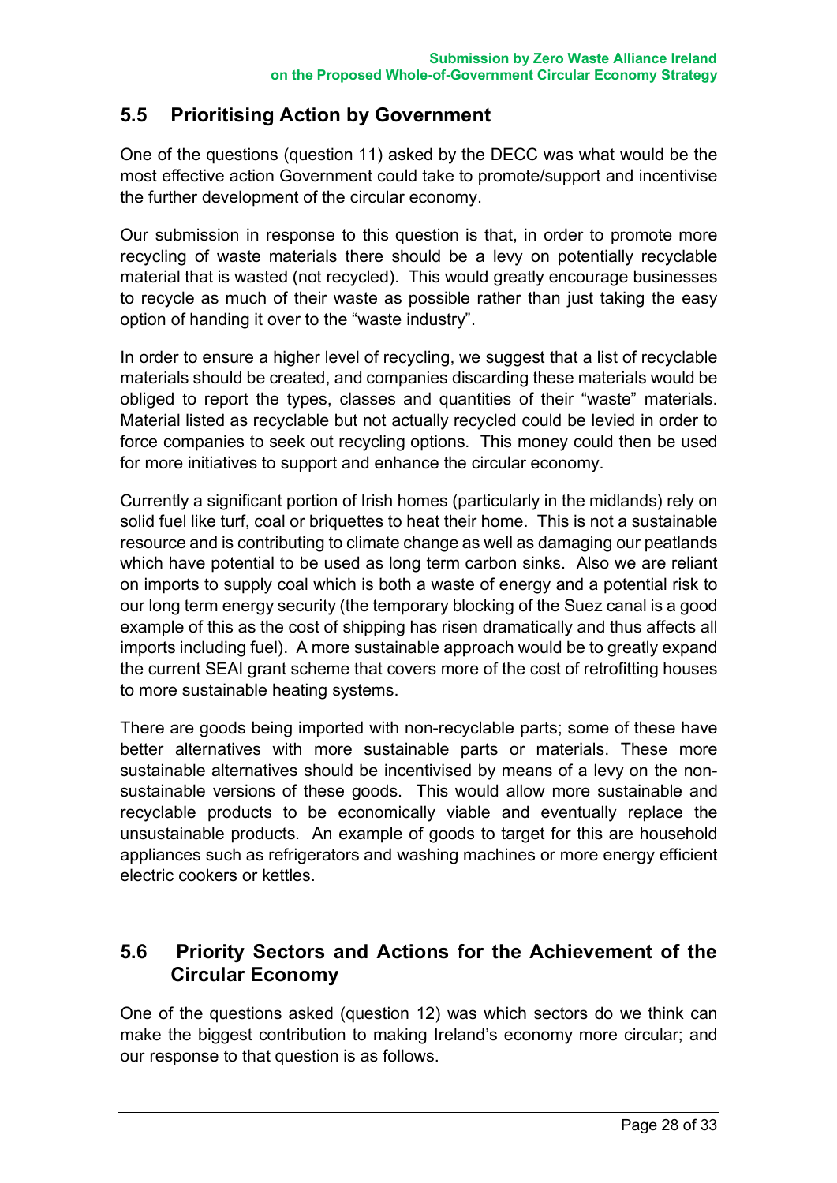## 5.5 Prioritising Action by Government

One of the questions (question 11) asked by the DECC was what would be the most effective action Government could take to promote/support and incentivise the further development of the circular economy.

Our submission in response to this question is that, in order to promote more recycling of waste materials there should be a levy on potentially recyclable material that is wasted (not recycled). This would greatly encourage businesses to recycle as much of their waste as possible rather than just taking the easy option of handing it over to the "waste industry".

In order to ensure a higher level of recycling, we suggest that a list of recyclable materials should be created, and companies discarding these materials would be obliged to report the types, classes and quantities of their "waste" materials. Material listed as recyclable but not actually recycled could be levied in order to force companies to seek out recycling options. This money could then be used for more initiatives to support and enhance the circular economy.

Currently a significant portion of Irish homes (particularly in the midlands) rely on solid fuel like turf, coal or briquettes to heat their home. This is not a sustainable resource and is contributing to climate change as well as damaging our peatlands which have potential to be used as long term carbon sinks. Also we are reliant on imports to supply coal which is both a waste of energy and a potential risk to our long term energy security (the temporary blocking of the Suez canal is a good example of this as the cost of shipping has risen dramatically and thus affects all imports including fuel). A more sustainable approach would be to greatly expand the current SEAI grant scheme that covers more of the cost of retrofitting houses to more sustainable heating systems.

There are goods being imported with non-recyclable parts; some of these have better alternatives with more sustainable parts or materials. These more sustainable alternatives should be incentivised by means of a levy on the non-sustainable versions of these goods. This would allow more sustainable and recyclable products to be economically viable and eventually replace the unsustainable products. An example of goods to target for this are household appliances such as refrigerators and washing machines or more energy efficient electric cookers or kettles.

## 5.6 Priority Sectors and Actions for the Achievement of the Circular Economy

One of the questions asked (question 12) was which sectors do we think can make the biggest contribution to making Ireland's economy more circular; and our response to that question is as follows.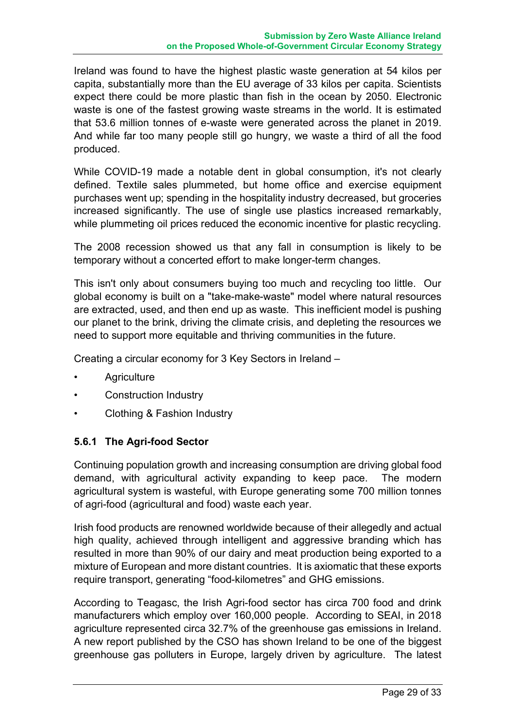Ireland was found to have the highest plastic waste generation at 54 kilos per capita, substantially more than the EU average of 33 kilos per capita. Scientists expect there could be more plastic than fish in the ocean by 2050. Electronic waste is one of the fastest growing waste streams in the world. It is estimated that 53.6 million tonnes of e-waste were generated across the planet in 2019. And while far too many people still go hungry, we waste a third of all the food produced.

While COVID-19 made a notable dent in global consumption, it's not clearly defined. Textile sales plummeted, but home office and exercise equipment purchases went up; spending in the hospitality industry decreased, but groceries increased significantly. The use of single use plastics increased remarkably, while plummeting oil prices reduced the economic incentive for plastic recycling.

The 2008 recession showed us that any fall in consumption is likely to be temporary without a concerted effort to make longer-term changes.

This isn't only about consumers buying too much and recycling too little. Our global economy is built on a "take-make-waste" model where natural resources are extracted, used, and then end up as waste. This inefficient model is pushing our planet to the brink, driving the climate crisis, and depleting the resources we need to support more equitable and thriving communities in the future.

Creating a circular economy for 3 Key Sectors in Ireland –

- Agriculture
- Construction Industry
- Clothing & Fashion Industry

### 5.6.1 The Agri-food Sector

Continuing population growth and increasing consumption are driving global food demand, with agricultural activity expanding to keep pace. The modern agricultural system is wasteful, with Europe generating some 700 million tonnes of agri-food (agricultural and food) waste each year.

Irish food products are renowned worldwide because of their allegedly and actual high quality, achieved through intelligent and aggressive branding which has resulted in more than 90% of our dairy and meat production being exported to a mixture of European and more distant countries. It is axiomatic that these exports require transport, generating "food-kilometres" and GHG emissions.

According to Teagasc, the Irish Agri-food sector has circa 700 food and drink manufacturers which employ over 160,000 people. According to SEAI, in 2018 agriculture represented circa 32.7% of the greenhouse gas emissions in Ireland. A new report published by the CSO has shown Ireland to be one of the biggest greenhouse gas polluters in Europe, largely driven by agriculture. The latest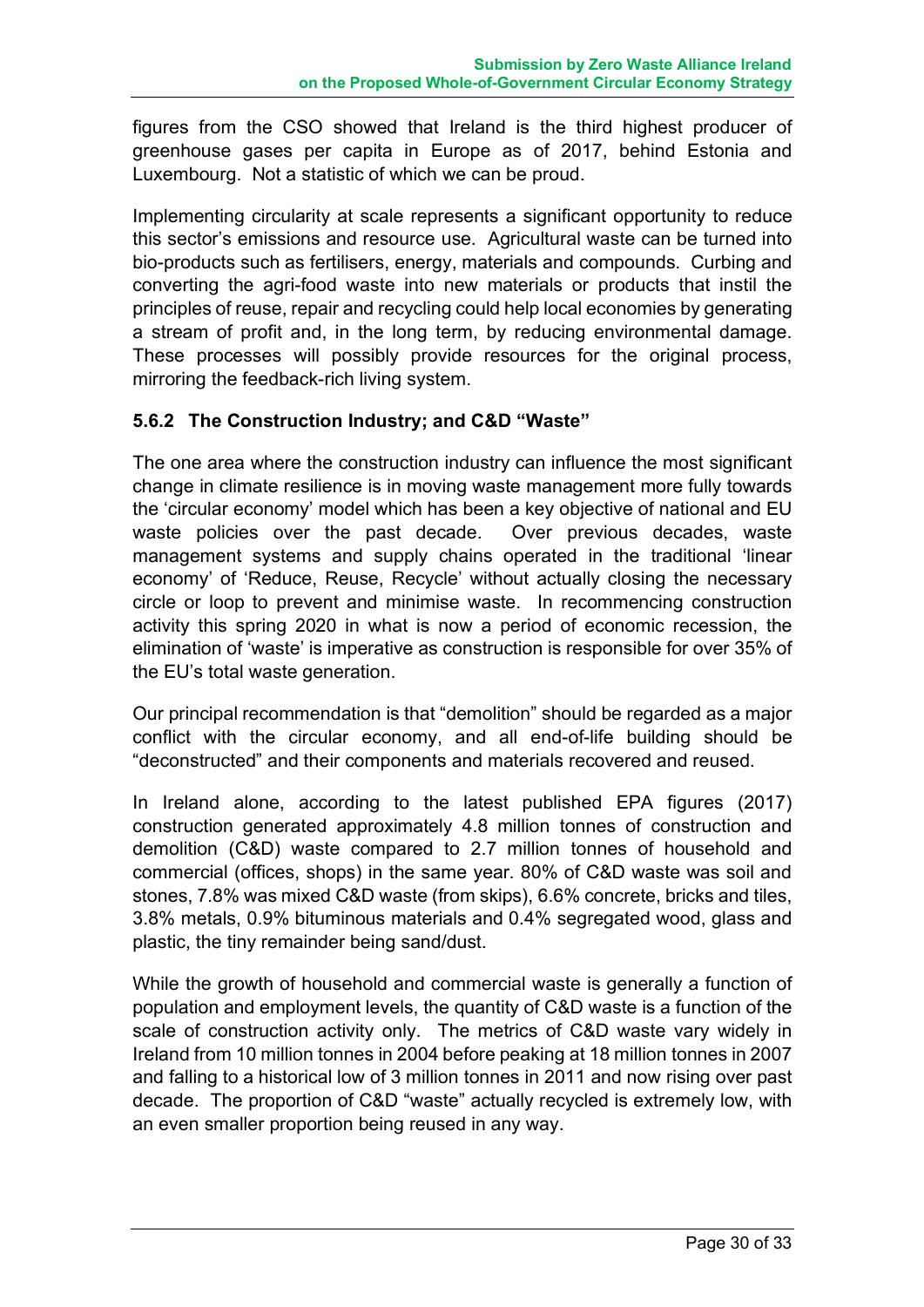figures from the CSO showed that Ireland is the third highest producer of greenhouse gases per capita in Europe as of 2017, behind Estonia and Luxembourg. Not a statistic of which we can be proud.

Implementing circularity at scale represents a significant opportunity to reduce this sector's emissions and resource use. Agricultural waste can be turned into bio-products such as fertilisers, energy, materials and compounds. Curbing and converting the agri-food waste into new materials or products that instil the principles of reuse, repair and recycling could help local economies by generating a stream of profit and, in the long term, by reducing environmental damage. These processes will possibly provide resources for the original process, mirroring the feedback-rich living system.

### 5.6.2 The Construction Industry; and C&D "Waste"

The one area where the construction industry can influence the most significant change in climate resilience is in moving waste management more fully towards the 'circular economy' model which has been a key objective of national and EU waste policies over the past decade. Over previous decades, waste management systems and supply chains operated in the traditional 'linear economy' of 'Reduce, Reuse, Recycle' without actually closing the necessary circle or loop to prevent and minimise waste. In recommencing construction activity this spring 2020 in what is now a period of economic recession, the elimination of 'waste' is imperative as construction is responsible for over 35% of the EU's total waste generation.

Our principal recommendation is that "demolition" should be regarded as a major conflict with the circular economy, and all end-of-life building should be "deconstructed" and their components and materials recovered and reused.

In Ireland alone, according to the latest published EPA figures (2017) construction generated approximately 4.8 million tonnes of construction and demolition (C&D) waste compared to 2.7 million tonnes of household and commercial (offices, shops) in the same year. 80% of C&D waste was soil and stones, 7.8% was mixed C&D waste (from skips), 6.6% concrete, bricks and tiles, 3.8% metals, 0.9% bituminous materials and 0.4% segregated wood, glass and plastic, the tiny remainder being sand/dust.

While the growth of household and commercial waste is generally a function of population and employment levels, the quantity of C&D waste is a function of the scale of construction activity only. The metrics of C&D waste vary widely in Ireland from 10 million tonnes in 2004 before peaking at 18 million tonnes in 2007 and falling to a historical low of 3 million tonnes in 2011 and now rising over past decade. The proportion of C&D "waste" actually recycled is extremely low, with an even smaller proportion being reused in any way.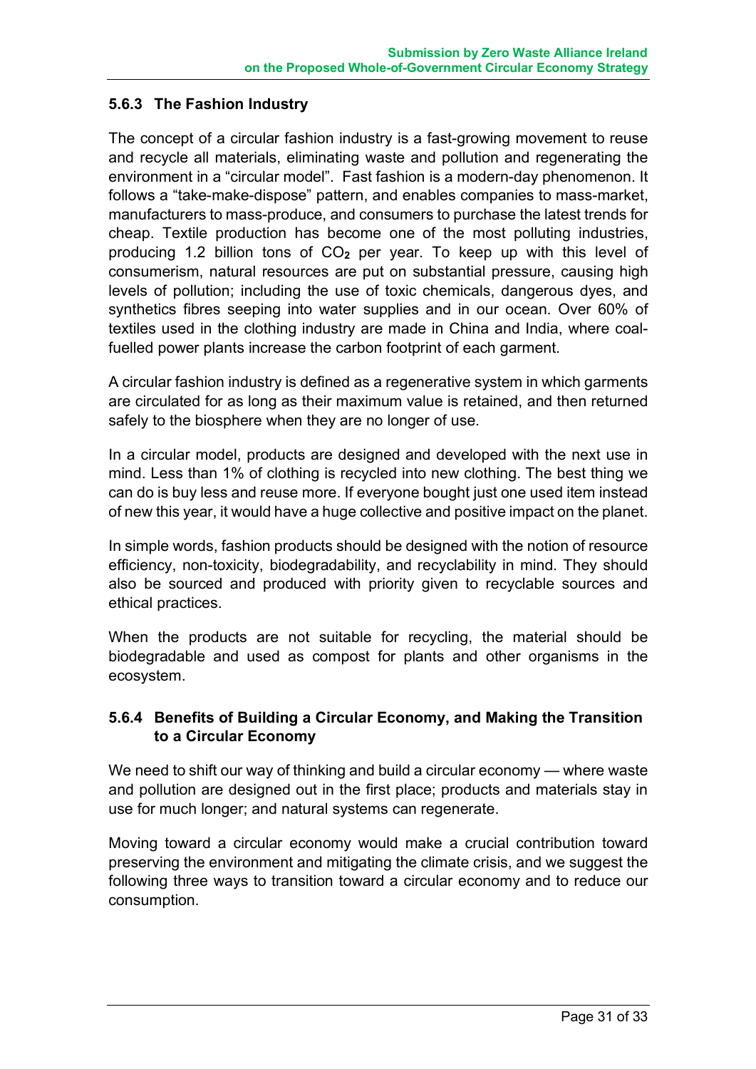### 5.6.3 The Fashion Industry

The concept of a circular fashion industry is a fast-growing movement to reuse and recycle all materials, eliminating waste and pollution and regenerating the environment in a "circular model". Fast fashion is a modern-day phenomenon. It follows a "take-make-dispose" pattern, and enables companies to mass-market, manufacturers to mass-produce, and consumers to purchase the latest trends for cheap. Textile production has become one of the most polluting industries, producing 1.2 billion tons of $CO_2$ per year. To keep up with this level of consumerism, natural resources are put on substantial pressure, causing high levels of pollution; including the use of toxic chemicals, dangerous dyes, and synthetics fibres seeping into water supplies and in our ocean. Over 60% of textiles used in the clothing industry are made in China and India, where coal-fuelled power plants increase the carbon footprint of each garment.

A circular fashion industry is defined as a regenerative system in which garments are circulated for as long as their maximum value is retained, and then returned safely to the biosphere when they are no longer of use.

In a circular model, products are designed and developed with the next use in mind. Less than 1% of clothing is recycled into new clothing. The best thing we can do is buy less and reuse more. If everyone bought just one used item instead of new this year, it would have a huge collective and positive impact on the planet.

In simple words, fashion products should be designed with the notion of resource efficiency, non-toxicity, biodegradability, and recyclability in mind. They should also be sourced and produced with priority given to recyclable sources and ethical practices.

When the products are not suitable for recycling, the material should be biodegradable and used as compost for plants and other organisms in the ecosystem.

### 5.6.4 Benefits of Building a Circular Economy, and Making the Transition to a Circular Economy

We need to shift our way of thinking and build a circular economy — where waste and pollution are designed out in the first place; products and materials stay in use for much longer; and natural systems can regenerate.

Moving toward a circular economy would make a crucial contribution toward preserving the environment and mitigating the climate crisis, and we suggest the following three ways to transition toward a circular economy and to reduce our consumption.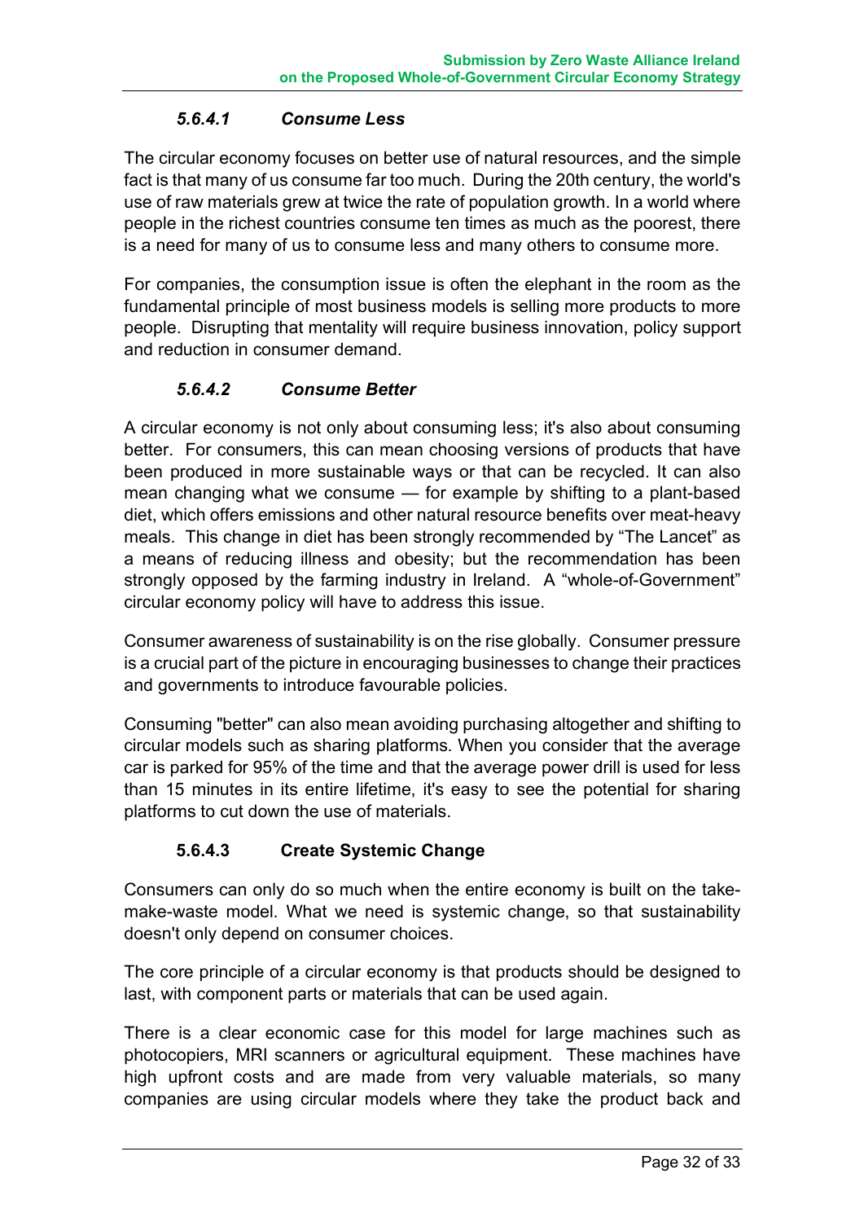#### *5.6.4.1 Consume Less*

The circular economy focuses on better use of natural resources, and the simple fact is that many of us consume far too much. During the 20th century, the world's use of raw materials grew at twice the rate of population growth. In a world where people in the richest countries consume ten times as much as the poorest, there is a need for many of us to consume less and many others to consume more.

For companies, the consumption issue is often the elephant in the room as the fundamental principle of most business models is selling more products to more people. Disrupting that mentality will require business innovation, policy support and reduction in consumer demand.

#### *5.6.4.2 Consume Better*

A circular economy is not only about consuming less; it's also about consuming better. For consumers, this can mean choosing versions of products that have been produced in more sustainable ways or that can be recycled. It can also mean changing what we consume — for example by shifting to a plant-based diet, which offers emissions and other natural resource benefits over meat-heavy meals. This change in diet has been strongly recommended by "The Lancet" as a means of reducing illness and obesity; but the recommendation has been strongly opposed by the farming industry in Ireland. A "whole-of-Government" circular economy policy will have to address this issue.

Consumer awareness of sustainability is on the rise globally. Consumer pressure is a crucial part of the picture in encouraging businesses to change their practices and governments to introduce favourable policies.

Consuming "better" can also mean avoiding purchasing altogether and shifting to circular models such as sharing platforms. When you consider that the average car is parked for 95% of the time and that the average power drill is used for less than 15 minutes in its entire lifetime, it's easy to see the potential for sharing platforms to cut down the use of materials.

#### 5.6.4.3 Create Systemic Change

Consumers can only do so much when the entire economy is built on the take-make-waste model. What we need is systemic change, so that sustainability doesn't only depend on consumer choices.

The core principle of a circular economy is that products should be designed to last, with component parts or materials that can be used again.

There is a clear economic case for this model for large machines such as photocopiers, MRI scanners or agricultural equipment. These machines have high upfront costs and are made from very valuable materials, so many companies are using circular models where they take the product back and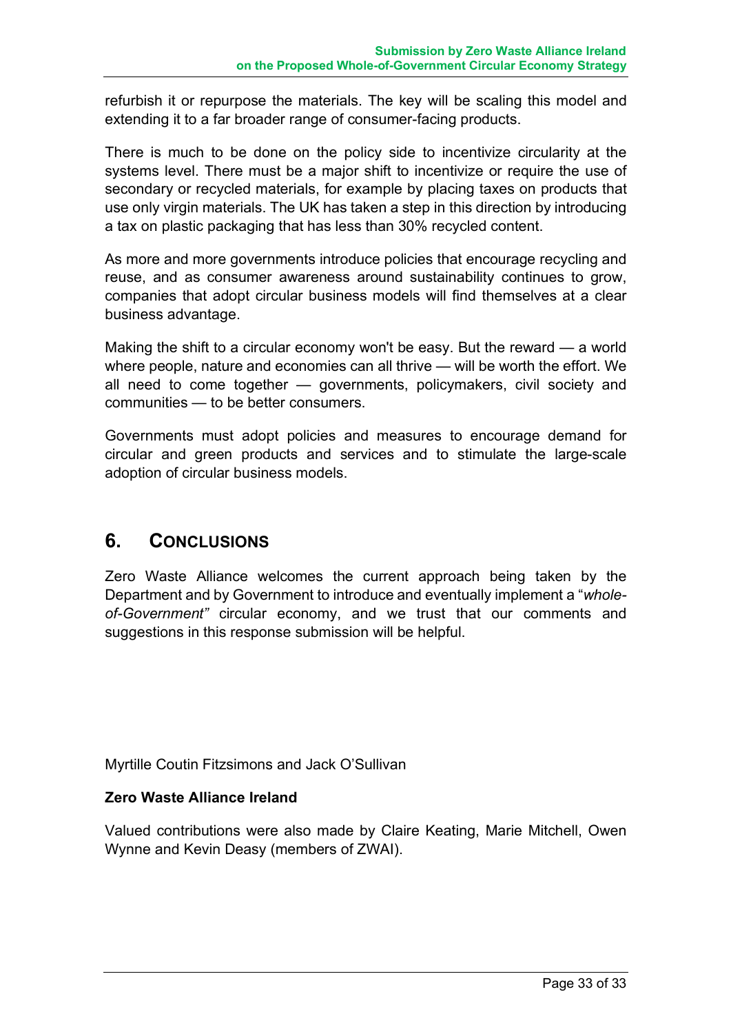refurbish it or repurpose the materials. The key will be scaling this model and extending it to a far broader range of consumer-facing products.

There is much to be done on the policy side to incentivize circularity at the systems level. There must be a major shift to incentivize or require the use of secondary or recycled materials, for example by placing taxes on products that use only virgin materials. The UK has taken a step in this direction by introducing a tax on plastic packaging that has less than 30% recycled content.

As more and more governments introduce policies that encourage recycling and reuse, and as consumer awareness around sustainability continues to grow, companies that adopt circular business models will find themselves at a clear business advantage.

Making the shift to a circular economy won't be easy. But the reward — a world where people, nature and economies can all thrive — will be worth the effort. We all need to come together — governments, policymakers, civil society and communities — to be better consumers.

Governments must adopt policies and measures to encourage demand for circular and green products and services and to stimulate the large-scale adoption of circular business models.

## 6. Conclusions

Zero Waste Alliance welcomes the current approach being taken by the Department and by Government to introduce and eventually implement a "*whole-of-Government"* circular economy, and we trust that our comments and suggestions in this response submission will be helpful.

Myrtille Coutin Fitzsimons and Jack O'Sullivan

**Zero Waste Alliance Ireland**

Valued contributions were also made by Claire Keating, Marie Mitchell, Owen Wynne and Kevin Deasy (members of ZWAI).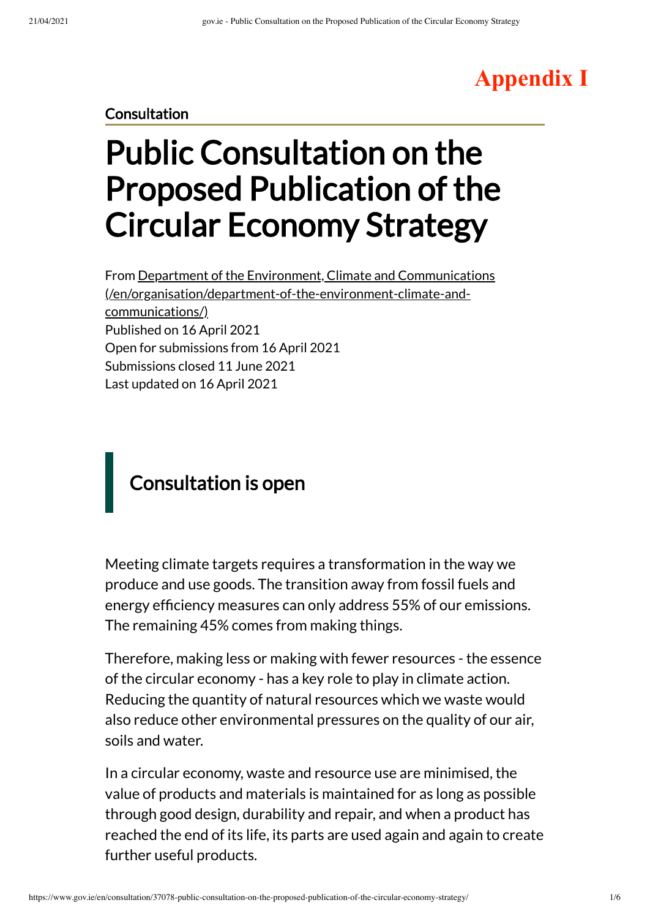**Appendix I**

Consultation

# Public Consultation on the Proposed Publication of the Circular Economy Strategy

From Department of the Environment, Climate and Communications (/en/organisation/department-of-the-environment-climate-and-communications/)
Published on 16 April 2021
Open for submissions from 16 April 2021
Submissions closed 11 June 2021
Last updated on 16 April 2021

## Consultation is open

Meeting climate targets requires a transformation in the way we produce and use goods. The transition away from fossil fuels and energy efficiency measures can only address 55% of our emissions. The remaining 45% comes from making things.

Therefore, making less or making with fewer resources - the essence of the circular economy - has a key role to play in climate action. Reducing the quantity of natural resources which we waste would also reduce other environmental pressures on the quality of our air, soils and water.

In a circular economy, waste and resource use are minimised, the value of products and materials is maintained for as long as possible through good design, durability and repair, and when a product has reached the end of its life, its parts are used again and again to create further useful products.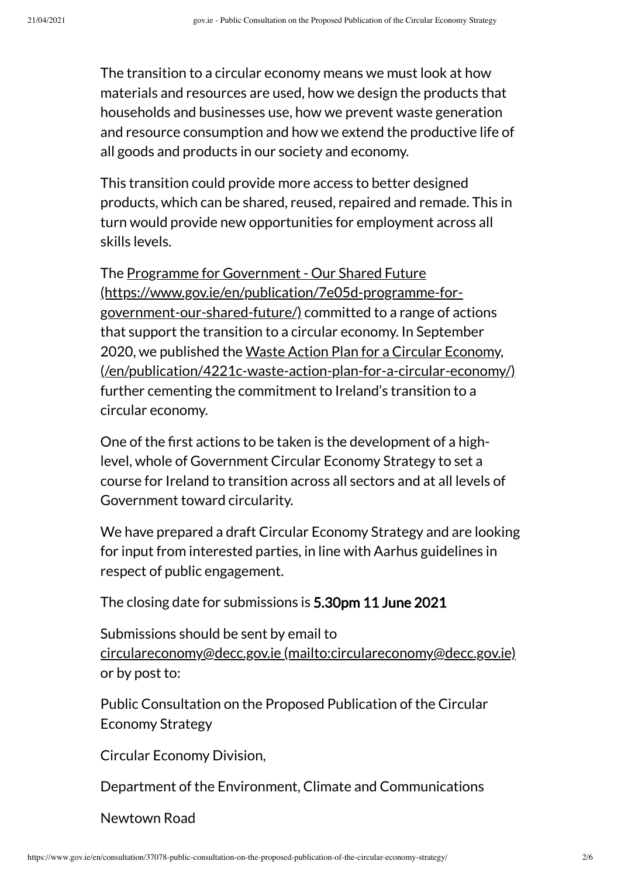The transition to a circular economy means we must look at how materials and resources are used, how we design the products that households and businesses use, how we prevent waste generation and resource consumption and how we extend the productive life of all goods and products in our society and economy.

This transition could provide more access to better designed products, which can be shared, reused, repaired and remade. This in turn would provide new opportunities for employment across all skills levels.

The Programme for Government - Our Shared Future (https://www.gov.ie/en/publication/7e05d-programme-for-government-our-shared-future/) committed to a range of actions that support the transition to a circular economy. In September 2020, we published the Waste Action Plan for a Circular Economy, (/en/publication/4221c-waste-action-plan-for-a-circular-economy/) further cementing the commitment to Ireland's transition to a circular economy.

One of the first actions to be taken is the development of a high-level, whole of Government Circular Economy Strategy to set a course for Ireland to transition across all sectors and at all levels of Government toward circularity.

We have prepared a draft Circular Economy Strategy and are looking for input from interested parties, in line with Aarhus guidelines in respect of public engagement.

The closing date for submissions is **5.30pm 11 June 2021**

Submissions should be sent by email to circulareconomy@decc.gov.ie (mailto:circulareconomy@decc.gov.ie) or by post to:

Public Consultation on the Proposed Publication of the Circular Economy Strategy

Circular Economy Division,

Department of the Environment, Climate and Communications

Newtown Road